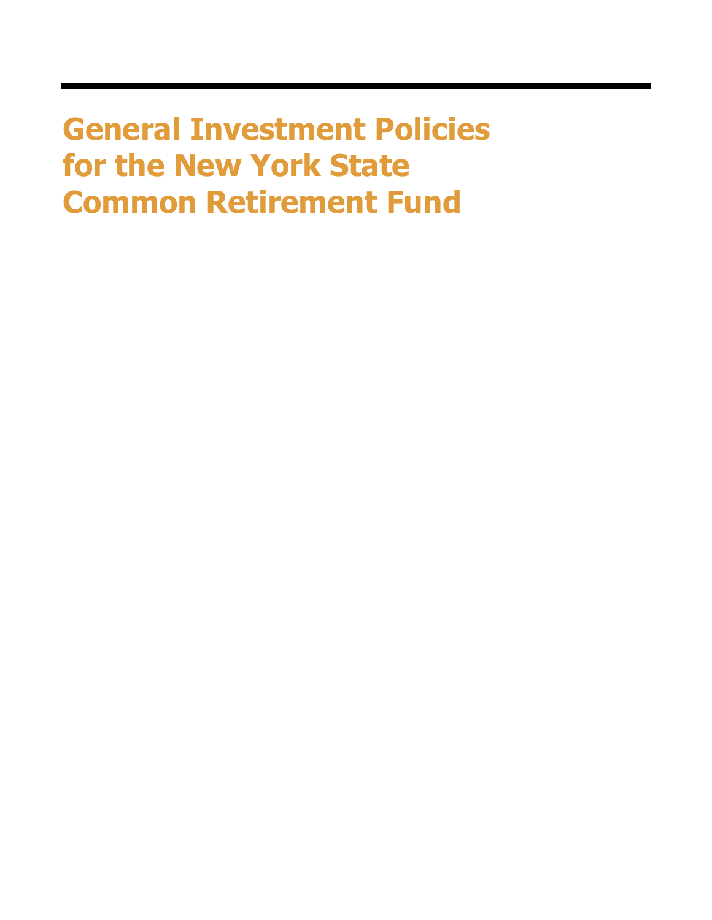# General Investment Policies for the New York State Common Retirement Fund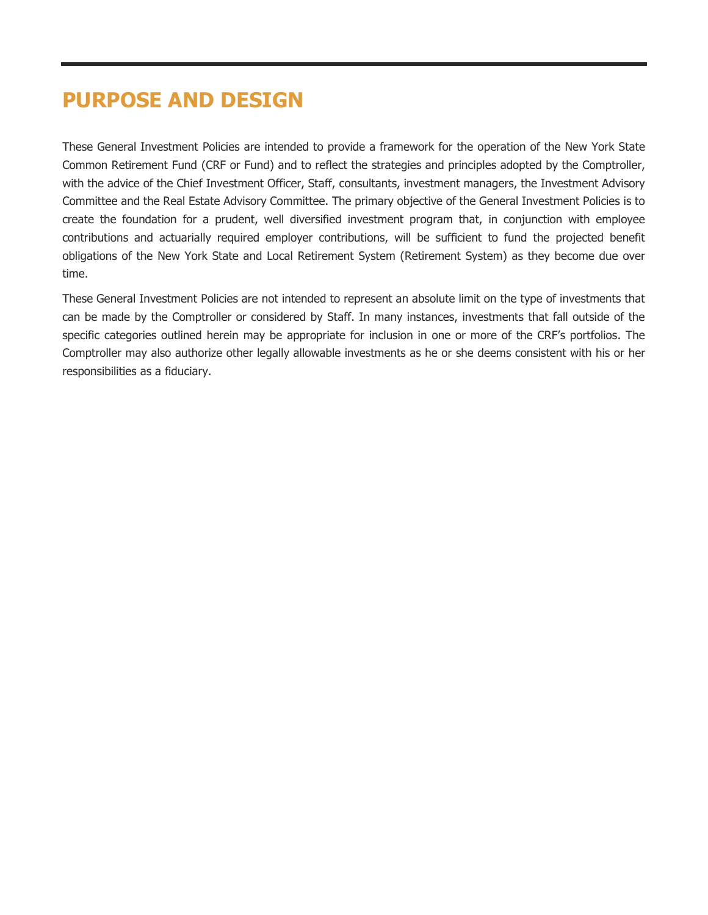# PURPOSE AND DESIGN

These General Investment Policies are intended to provide a framework for the operation of the New York State Common Retirement Fund (CRF or Fund) and to reflect the strategies and principles adopted by the Comptroller, with the advice of the Chief Investment Officer, Staff, consultants, investment managers, the Investment Advisory Committee and the Real Estate Advisory Committee. The primary objective of the General Investment Policies is to create the foundation for a prudent, well diversified investment program that, in conjunction with employee contributions and actuarially required employer contributions, will be sufficient to fund the projected benefit obligations of the New York State and Local Retirement System (Retirement System) as they become due over time.

These General Investment Policies are not intended to represent an absolute limit on the type of investments that can be made by the Comptroller or considered by Staff. In many instances, investments that fall outside of the specific categories outlined herein may be appropriate for inclusion in one or more of the CRF's portfolios. The Comptroller may also authorize other legally allowable investments as he or she deems consistent with his or her responsibilities as a fiduciary.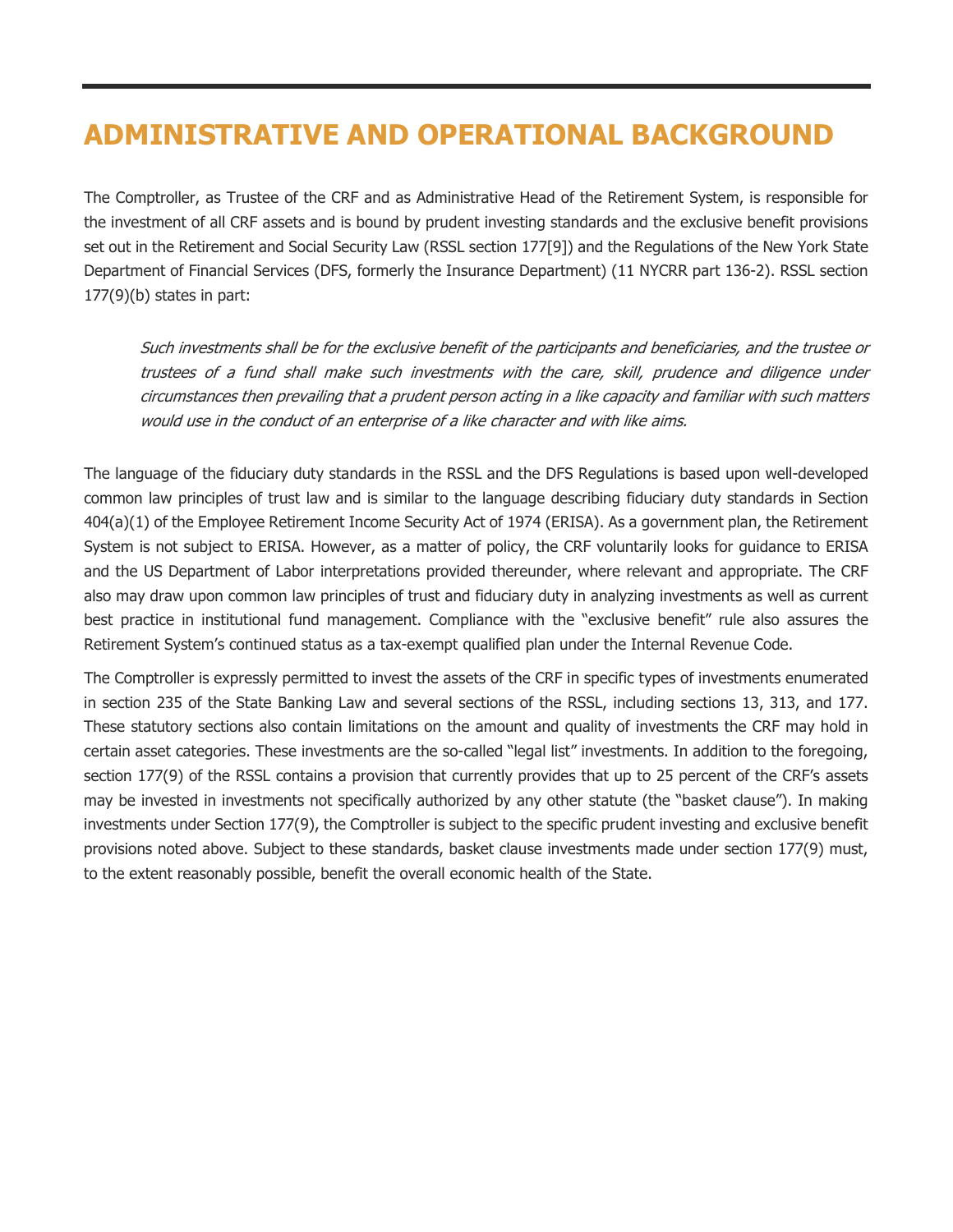# ADMINISTRATIVE AND OPERATIONAL BACKGROUND

The Comptroller, as Trustee of the CRF and as Administrative Head of the Retirement System, is responsible for the investment of all CRF assets and is bound by prudent investing standards and the exclusive benefit provisions set out in the Retirement and Social Security Law (RSSL section 177[9]) and the Regulations of the New York State Department of Financial Services (DFS, formerly the Insurance Department) (11 NYCRR part 136-2). RSSL section 177(9)(b) states in part:

> *Such investments shall be for the exclusive benefit of the participants and beneficiaries, and the trustee or trustees of a fund shall make such investments with the care, skill, prudence and diligence under circumstances then prevailing that a prudent person acting in a like capacity and familiar with such matters would use in the conduct of an enterprise of a like character and with like aims.*

The language of the fiduciary duty standards in the RSSL and the DFS Regulations is based upon well-developed common law principles of trust law and is similar to the language describing fiduciary duty standards in Section 404(a)(1) of the Employee Retirement Income Security Act of 1974 (ERISA). As a government plan, the Retirement System is not subject to ERISA. However, as a matter of policy, the CRF voluntarily looks for guidance to ERISA and the US Department of Labor interpretations provided thereunder, where relevant and appropriate. The CRF also may draw upon common law principles of trust and fiduciary duty in analyzing investments as well as current best practice in institutional fund management. Compliance with the "exclusive benefit" rule also assures the Retirement System's continued status as a tax-exempt qualified plan under the Internal Revenue Code.

The Comptroller is expressly permitted to invest the assets of the CRF in specific types of investments enumerated in section 235 of the State Banking Law and several sections of the RSSL, including sections 13, 313, and 177. These statutory sections also contain limitations on the amount and quality of investments the CRF may hold in certain asset categories. These investments are the so-called "legal list" investments. In addition to the foregoing, section 177(9) of the RSSL contains a provision that currently provides that up to 25 percent of the CRF's assets may be invested in investments not specifically authorized by any other statute (the "basket clause"). In making investments under Section 177(9), the Comptroller is subject to the specific prudent investing and exclusive benefit provisions noted above. Subject to these standards, basket clause investments made under section 177(9) must, to the extent reasonably possible, benefit the overall economic health of the State.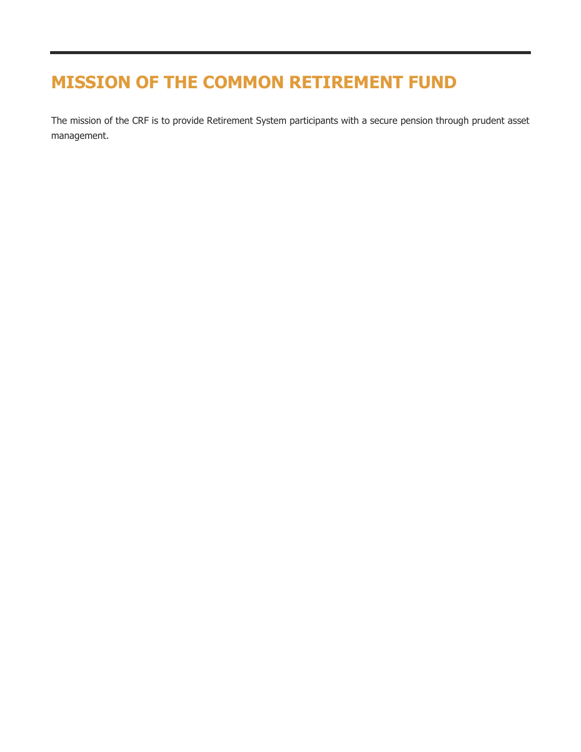# MISSION OF THE COMMON RETIREMENT FUND

The mission of the CRF is to provide Retirement System participants with a secure pension through prudent asset management.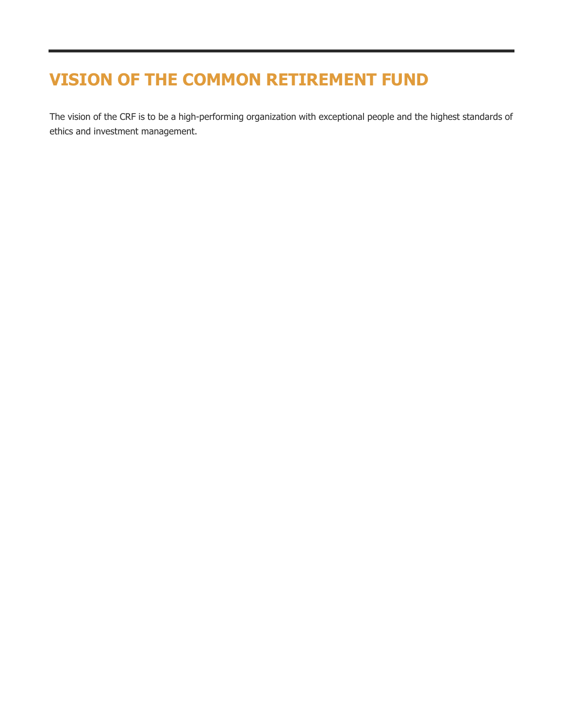# VISION OF THE COMMON RETIREMENT FUND

The vision of the CRF is to be a high-performing organization with exceptional people and the highest standards of ethics and investment management.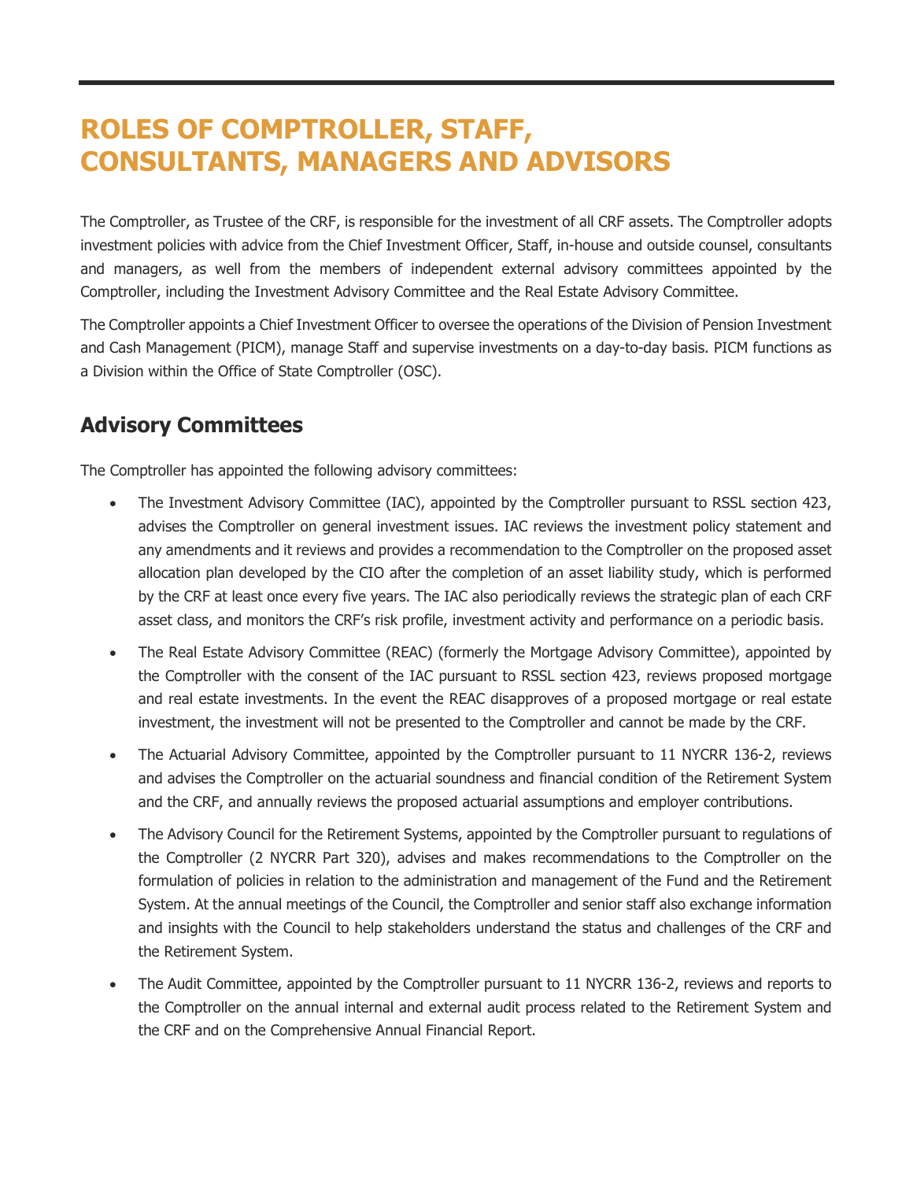# ROLES OF COMPTROLLER, STAFF, CONSULTANTS, MANAGERS AND ADVISORS

The Comptroller, as Trustee of the CRF, is responsible for the investment of all CRF assets. The Comptroller adopts investment policies with advice from the Chief Investment Officer, Staff, in-house and outside counsel, consultants and managers, as well from the members of independent external advisory committees appointed by the Comptroller, including the Investment Advisory Committee and the Real Estate Advisory Committee.

The Comptroller appoints a Chief Investment Officer to oversee the operations of the Division of Pension Investment and Cash Management (PICM), manage Staff and supervise investments on a day-to-day basis. PICM functions as a Division within the Office of State Comptroller (OSC).

## Advisory Committees

The Comptroller has appointed the following advisory committees:

- The Investment Advisory Committee (IAC), appointed by the Comptroller pursuant to RSSL section 423, advises the Comptroller on general investment issues. IAC reviews the investment policy statement and any amendments and it reviews and provides a recommendation to the Comptroller on the proposed asset allocation plan developed by the CIO after the completion of an asset liability study, which is performed by the CRF at least once every five years. The IAC also periodically reviews the strategic plan of each CRF asset class, and monitors the CRF's risk profile, investment activity and performance on a periodic basis.
- The Real Estate Advisory Committee (REAC) (formerly the Mortgage Advisory Committee), appointed by the Comptroller with the consent of the IAC pursuant to RSSL section 423, reviews proposed mortgage and real estate investments. In the event the REAC disapproves of a proposed mortgage or real estate investment, the investment will not be presented to the Comptroller and cannot be made by the CRF.
- The Actuarial Advisory Committee, appointed by the Comptroller pursuant to 11 NYCRR 136-2, reviews and advises the Comptroller on the actuarial soundness and financial condition of the Retirement System and the CRF, and annually reviews the proposed actuarial assumptions and employer contributions.
- The Advisory Council for the Retirement Systems, appointed by the Comptroller pursuant to regulations of the Comptroller (2 NYCRR Part 320), advises and makes recommendations to the Comptroller on the formulation of policies in relation to the administration and management of the Fund and the Retirement System. At the annual meetings of the Council, the Comptroller and senior staff also exchange information and insights with the Council to help stakeholders understand the status and challenges of the CRF and the Retirement System.
- The Audit Committee, appointed by the Comptroller pursuant to 11 NYCRR 136-2, reviews and reports to the Comptroller on the annual internal and external audit process related to the Retirement System and the CRF and on the Comprehensive Annual Financial Report.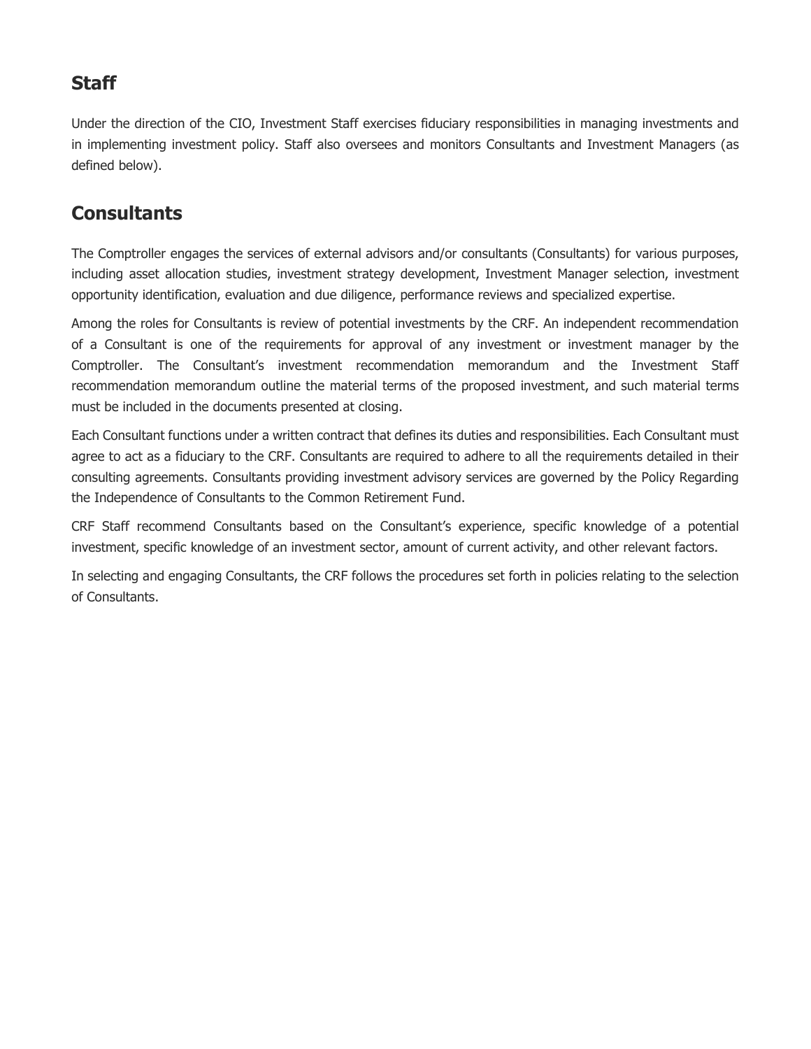## Staff

Under the direction of the CIO, Investment Staff exercises fiduciary responsibilities in managing investments and in implementing investment policy. Staff also oversees and monitors Consultants and Investment Managers (as defined below).

## Consultants

The Comptroller engages the services of external advisors and/or consultants (Consultants) for various purposes, including asset allocation studies, investment strategy development, Investment Manager selection, investment opportunity identification, evaluation and due diligence, performance reviews and specialized expertise.

Among the roles for Consultants is review of potential investments by the CRF. An independent recommendation of a Consultant is one of the requirements for approval of any investment or investment manager by the Comptroller. The Consultant's investment recommendation memorandum and the Investment Staff recommendation memorandum outline the material terms of the proposed investment, and such material terms must be included in the documents presented at closing.

Each Consultant functions under a written contract that defines its duties and responsibilities. Each Consultant must agree to act as a fiduciary to the CRF. Consultants are required to adhere to all the requirements detailed in their consulting agreements. Consultants providing investment advisory services are governed by the Policy Regarding the Independence of Consultants to the Common Retirement Fund.

CRF Staff recommend Consultants based on the Consultant's experience, specific knowledge of a potential investment, specific knowledge of an investment sector, amount of current activity, and other relevant factors.

In selecting and engaging Consultants, the CRF follows the procedures set forth in policies relating to the selection of Consultants.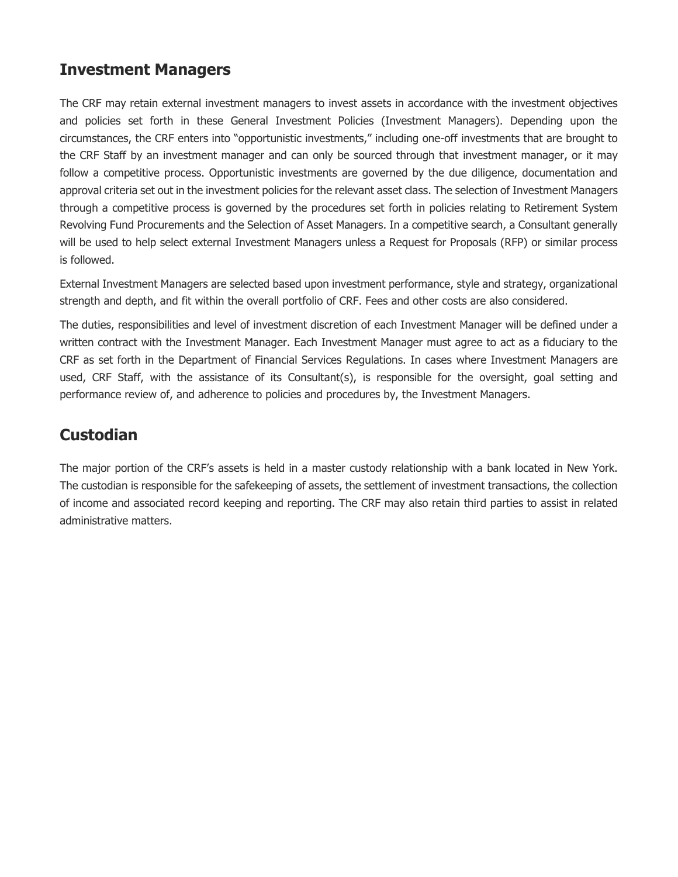## Investment Managers

The CRF may retain external investment managers to invest assets in accordance with the investment objectives and policies set forth in these General Investment Policies (Investment Managers). Depending upon the circumstances, the CRF enters into "opportunistic investments," including one-off investments that are brought to the CRF Staff by an investment manager and can only be sourced through that investment manager, or it may follow a competitive process. Opportunistic investments are governed by the due diligence, documentation and approval criteria set out in the investment policies for the relevant asset class. The selection of Investment Managers through a competitive process is governed by the procedures set forth in policies relating to Retirement System Revolving Fund Procurements and the Selection of Asset Managers. In a competitive search, a Consultant generally will be used to help select external Investment Managers unless a Request for Proposals (RFP) or similar process is followed.

External Investment Managers are selected based upon investment performance, style and strategy, organizational strength and depth, and fit within the overall portfolio of CRF. Fees and other costs are also considered.

The duties, responsibilities and level of investment discretion of each Investment Manager will be defined under a written contract with the Investment Manager. Each Investment Manager must agree to act as a fiduciary to the CRF as set forth in the Department of Financial Services Regulations. In cases where Investment Managers are used, CRF Staff, with the assistance of its Consultant(s), is responsible for the oversight, goal setting and performance review of, and adherence to policies and procedures by, the Investment Managers.

## Custodian

The major portion of the CRF's assets is held in a master custody relationship with a bank located in New York. The custodian is responsible for the safekeeping of assets, the settlement of investment transactions, the collection of income and associated record keeping and reporting. The CRF may also retain third parties to assist in related administrative matters.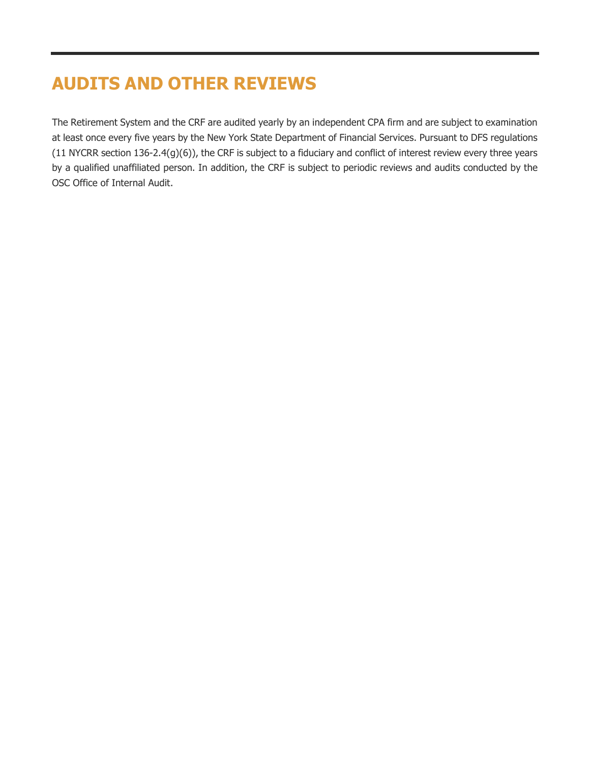# AUDITS AND OTHER REVIEWS

The Retirement System and the CRF are audited yearly by an independent CPA firm and are subject to examination at least once every five years by the New York State Department of Financial Services. Pursuant to DFS regulations (11 NYCRR section 136-2.4(g)(6)), the CRF is subject to a fiduciary and conflict of interest review every three years by a qualified unaffiliated person. In addition, the CRF is subject to periodic reviews and audits conducted by the OSC Office of Internal Audit.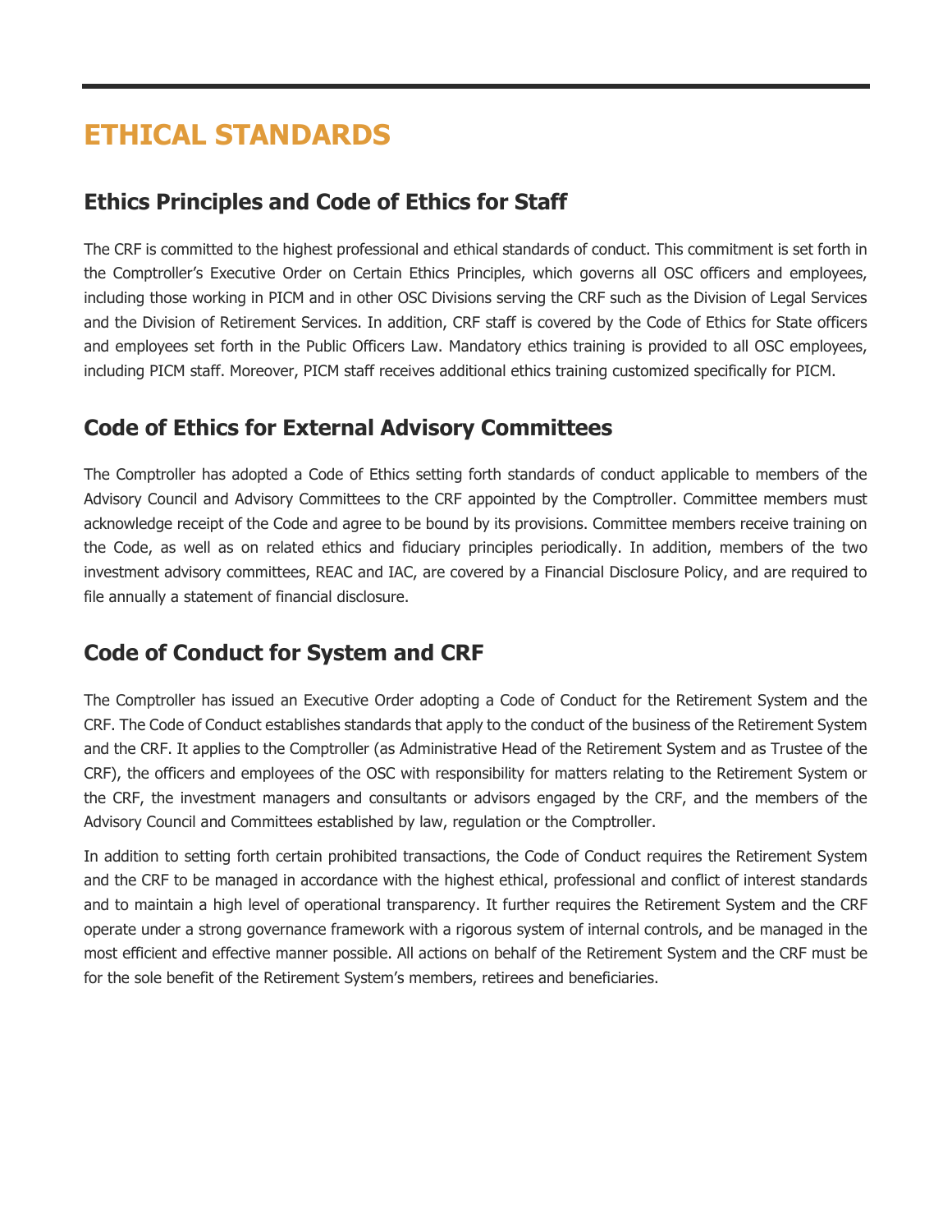# ETHICAL STANDARDS

## Ethics Principles and Code of Ethics for Staff

The CRF is committed to the highest professional and ethical standards of conduct. This commitment is set forth in the Comptroller's Executive Order on Certain Ethics Principles, which governs all OSC officers and employees, including those working in PICM and in other OSC Divisions serving the CRF such as the Division of Legal Services and the Division of Retirement Services. In addition, CRF staff is covered by the Code of Ethics for State officers and employees set forth in the Public Officers Law. Mandatory ethics training is provided to all OSC employees, including PICM staff. Moreover, PICM staff receives additional ethics training customized specifically for PICM.

## Code of Ethics for External Advisory Committees

The Comptroller has adopted a Code of Ethics setting forth standards of conduct applicable to members of the Advisory Council and Advisory Committees to the CRF appointed by the Comptroller. Committee members must acknowledge receipt of the Code and agree to be bound by its provisions. Committee members receive training on the Code, as well as on related ethics and fiduciary principles periodically. In addition, members of the two investment advisory committees, REAC and IAC, are covered by a Financial Disclosure Policy, and are required to file annually a statement of financial disclosure.

## Code of Conduct for System and CRF

The Comptroller has issued an Executive Order adopting a Code of Conduct for the Retirement System and the CRF. The Code of Conduct establishes standards that apply to the conduct of the business of the Retirement System and the CRF. It applies to the Comptroller (as Administrative Head of the Retirement System and as Trustee of the CRF), the officers and employees of the OSC with responsibility for matters relating to the Retirement System or the CRF, the investment managers and consultants or advisors engaged by the CRF, and the members of the Advisory Council and Committees established by law, regulation or the Comptroller.

In addition to setting forth certain prohibited transactions, the Code of Conduct requires the Retirement System and the CRF to be managed in accordance with the highest ethical, professional and conflict of interest standards and to maintain a high level of operational transparency. It further requires the Retirement System and the CRF operate under a strong governance framework with a rigorous system of internal controls, and be managed in the most efficient and effective manner possible. All actions on behalf of the Retirement System and the CRF must be for the sole benefit of the Retirement System's members, retirees and beneficiaries.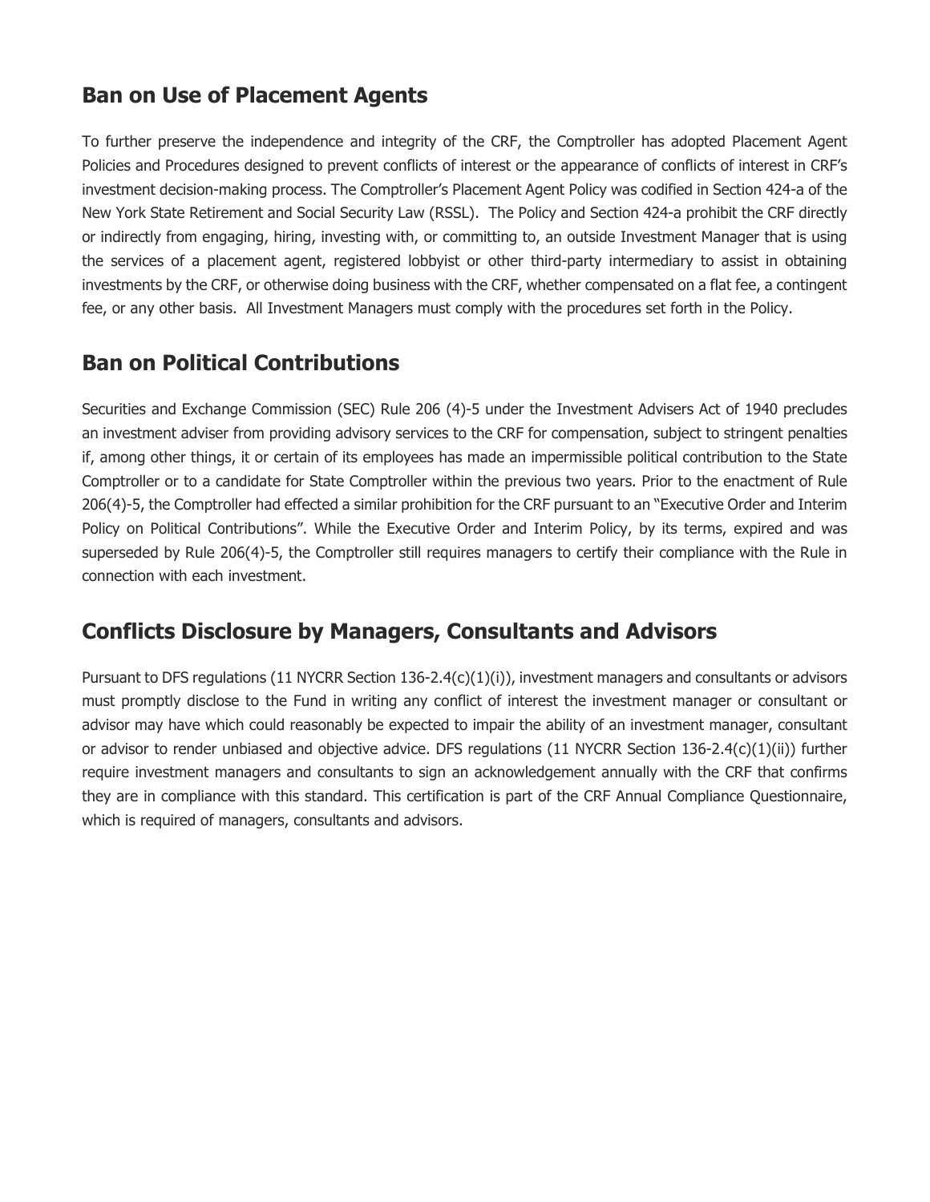## Ban on Use of Placement Agents

To further preserve the independence and integrity of the CRF, the Comptroller has adopted Placement Agent Policies and Procedures designed to prevent conflicts of interest or the appearance of conflicts of interest in CRF's investment decision-making process. The Comptroller's Placement Agent Policy was codified in Section 424-a of the New York State Retirement and Social Security Law (RSSL). The Policy and Section 424-a prohibit the CRF directly or indirectly from engaging, hiring, investing with, or committing to, an outside Investment Manager that is using the services of a placement agent, registered lobbyist or other third-party intermediary to assist in obtaining investments by the CRF, or otherwise doing business with the CRF, whether compensated on a flat fee, a contingent fee, or any other basis. All Investment Managers must comply with the procedures set forth in the Policy.

## Ban on Political Contributions

Securities and Exchange Commission (SEC) Rule 206 (4)-5 under the Investment Advisers Act of 1940 precludes an investment adviser from providing advisory services to the CRF for compensation, subject to stringent penalties if, among other things, it or certain of its employees has made an impermissible political contribution to the State Comptroller or to a candidate for State Comptroller within the previous two years. Prior to the enactment of Rule 206(4)-5, the Comptroller had effected a similar prohibition for the CRF pursuant to an "Executive Order and Interim Policy on Political Contributions". While the Executive Order and Interim Policy, by its terms, expired and was superseded by Rule 206(4)-5, the Comptroller still requires managers to certify their compliance with the Rule in connection with each investment.

## Conflicts Disclosure by Managers, Consultants and Advisors

Pursuant to DFS regulations (11 NYCRR Section 136-2.4(c)(1)(i)), investment managers and consultants or advisors must promptly disclose to the Fund in writing any conflict of interest the investment manager or consultant or advisor may have which could reasonably be expected to impair the ability of an investment manager, consultant or advisor to render unbiased and objective advice. DFS regulations (11 NYCRR Section 136-2.4(c)(1)(ii)) further require investment managers and consultants to sign an acknowledgement annually with the CRF that confirms they are in compliance with this standard. This certification is part of the CRF Annual Compliance Questionnaire, which is required of managers, consultants and advisors.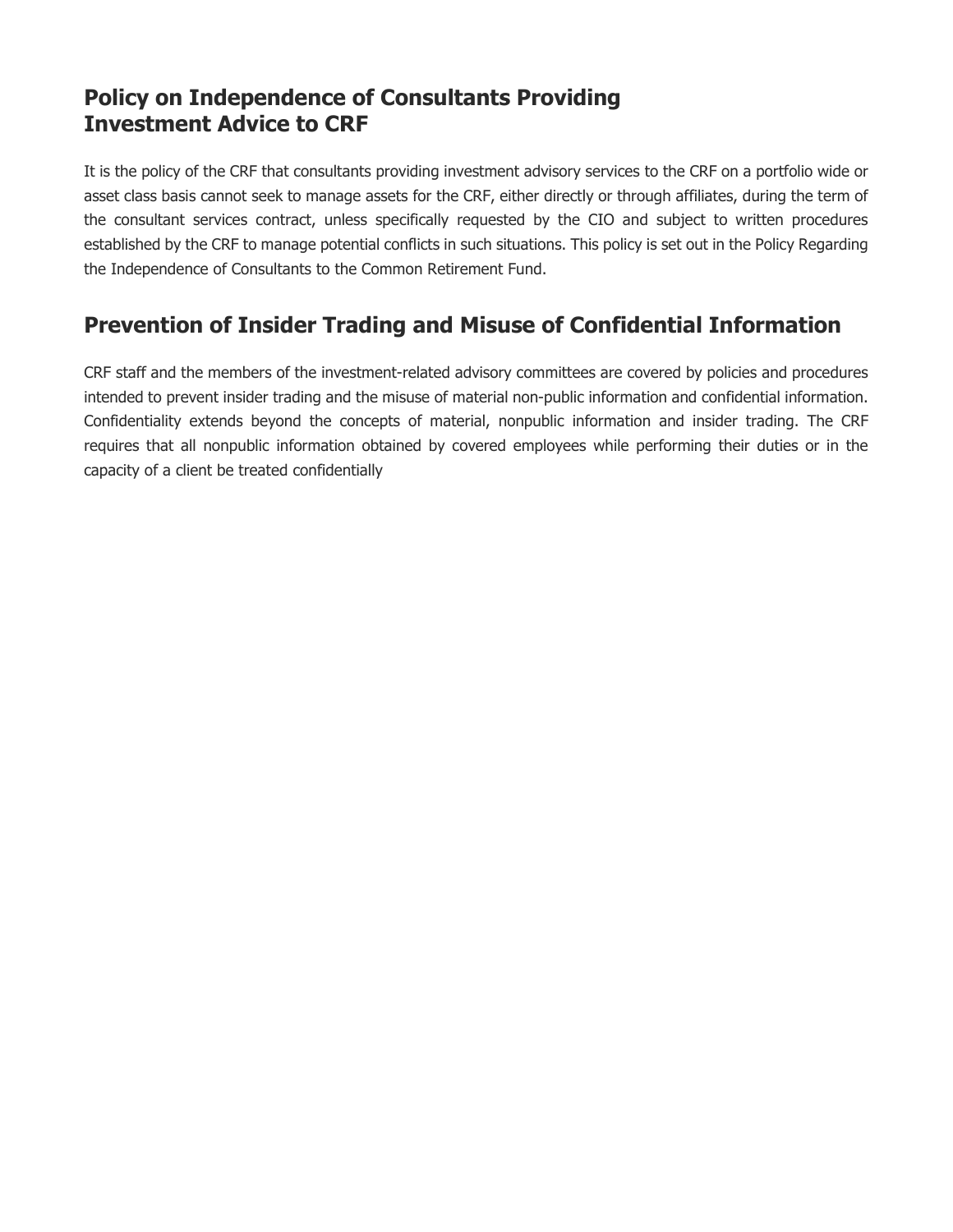## Policy on Independence of Consultants Providing Investment Advice to CRF

It is the policy of the CRF that consultants providing investment advisory services to the CRF on a portfolio wide or asset class basis cannot seek to manage assets for the CRF, either directly or through affiliates, during the term of the consultant services contract, unless specifically requested by the CIO and subject to written procedures established by the CRF to manage potential conflicts in such situations. This policy is set out in the Policy Regarding the Independence of Consultants to the Common Retirement Fund.

## Prevention of Insider Trading and Misuse of Confidential Information

CRF staff and the members of the investment-related advisory committees are covered by policies and procedures intended to prevent insider trading and the misuse of material non-public information and confidential information. Confidentiality extends beyond the concepts of material, nonpublic information and insider trading. The CRF requires that all nonpublic information obtained by covered employees while performing their duties or in the capacity of a client be treated confidentially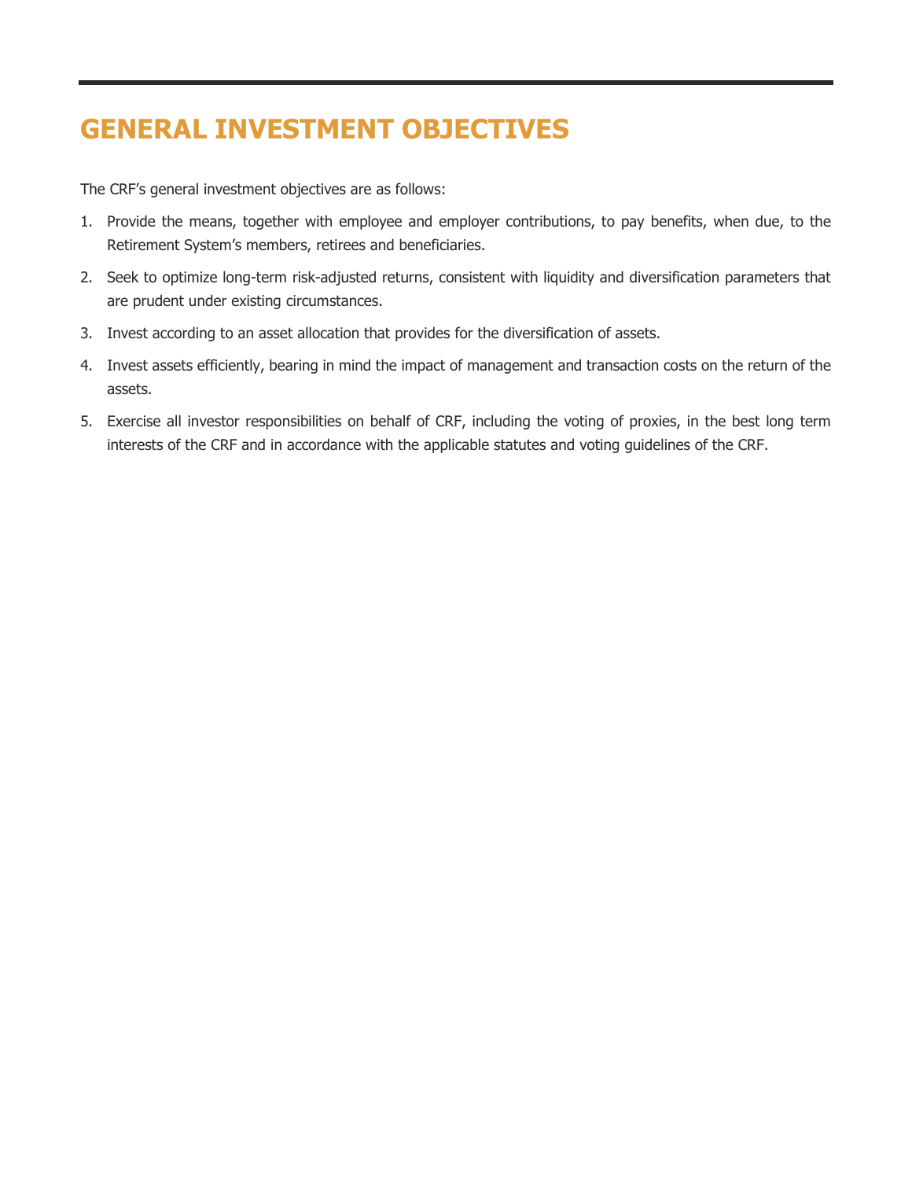## GENERAL INVESTMENT OBJECTIVES

The CRF's general investment objectives are as follows:

1. Provide the means, together with employee and employer contributions, to pay benefits, when due, to the Retirement System's members, retirees and beneficiaries.
2. Seek to optimize long-term risk-adjusted returns, consistent with liquidity and diversification parameters that are prudent under existing circumstances.
3. Invest according to an asset allocation that provides for the diversification of assets.
4. Invest assets efficiently, bearing in mind the impact of management and transaction costs on the return of the assets.
5. Exercise all investor responsibilities on behalf of CRF, including the voting of proxies, in the best long term interests of the CRF and in accordance with the applicable statutes and voting guidelines of the CRF.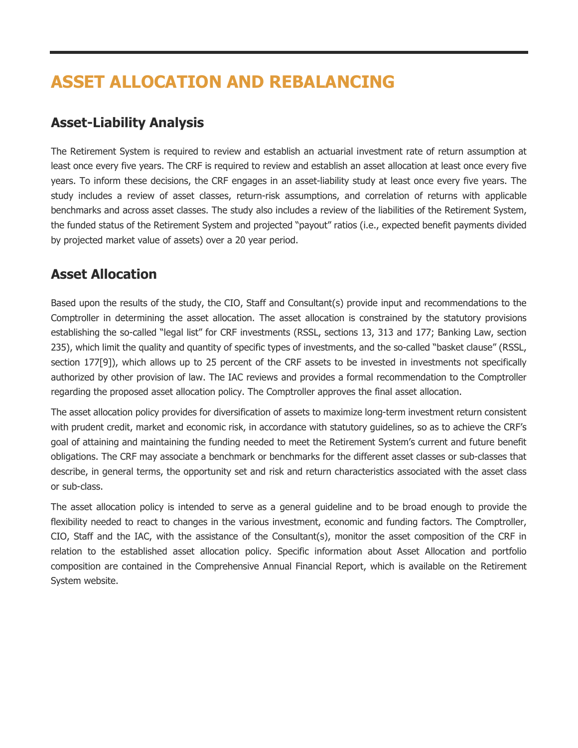# ASSET ALLOCATION AND REBALANCING

## Asset-Liability Analysis

The Retirement System is required to review and establish an actuarial investment rate of return assumption at least once every five years. The CRF is required to review and establish an asset allocation at least once every five years. To inform these decisions, the CRF engages in an asset-liability study at least once every five years. The study includes a review of asset classes, return-risk assumptions, and correlation of returns with applicable benchmarks and across asset classes. The study also includes a review of the liabilities of the Retirement System, the funded status of the Retirement System and projected "payout" ratios (i.e., expected benefit payments divided by projected market value of assets) over a 20 year period.

## Asset Allocation

Based upon the results of the study, the CIO, Staff and Consultant(s) provide input and recommendations to the Comptroller in determining the asset allocation. The asset allocation is constrained by the statutory provisions establishing the so-called "legal list" for CRF investments (RSSL, sections 13, 313 and 177; Banking Law, section 235), which limit the quality and quantity of specific types of investments, and the so-called "basket clause" (RSSL, section 177[9]), which allows up to 25 percent of the CRF assets to be invested in investments not specifically authorized by other provision of law. The IAC reviews and provides a formal recommendation to the Comptroller regarding the proposed asset allocation policy. The Comptroller approves the final asset allocation.

The asset allocation policy provides for diversification of assets to maximize long-term investment return consistent with prudent credit, market and economic risk, in accordance with statutory guidelines, so as to achieve the CRF's goal of attaining and maintaining the funding needed to meet the Retirement System's current and future benefit obligations. The CRF may associate a benchmark or benchmarks for the different asset classes or sub-classes that describe, in general terms, the opportunity set and risk and return characteristics associated with the asset class or sub-class.

The asset allocation policy is intended to serve as a general guideline and to be broad enough to provide the flexibility needed to react to changes in the various investment, economic and funding factors. The Comptroller, CIO, Staff and the IAC, with the assistance of the Consultant(s), monitor the asset composition of the CRF in relation to the established asset allocation policy. Specific information about Asset Allocation and portfolio composition are contained in the Comprehensive Annual Financial Report, which is available on the Retirement System website.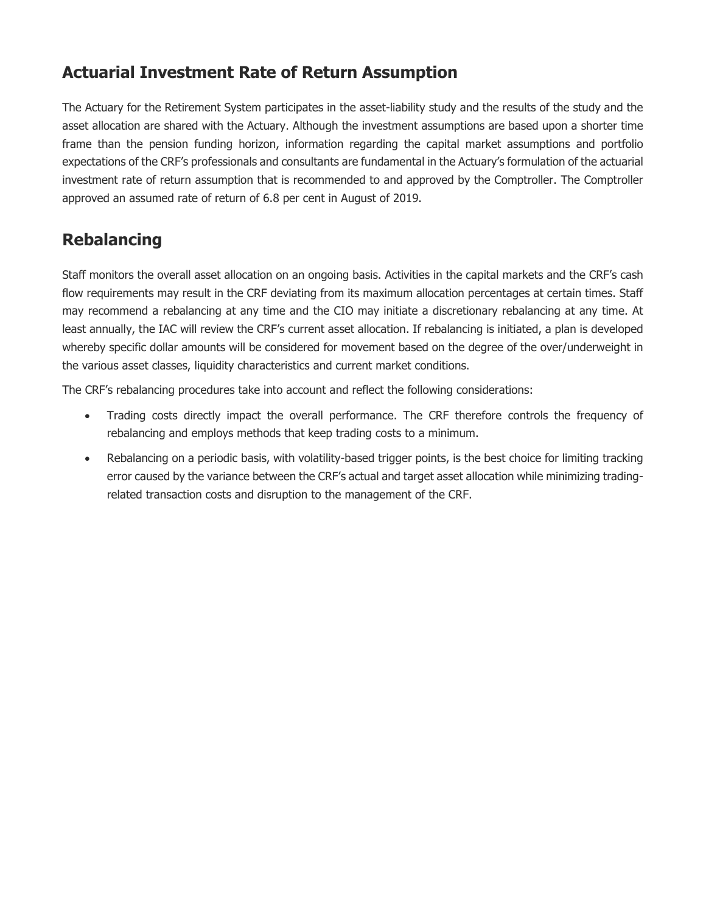## Actuarial Investment Rate of Return Assumption

The Actuary for the Retirement System participates in the asset-liability study and the results of the study and the asset allocation are shared with the Actuary. Although the investment assumptions are based upon a shorter time frame than the pension funding horizon, information regarding the capital market assumptions and portfolio expectations of the CRF's professionals and consultants are fundamental in the Actuary's formulation of the actuarial investment rate of return assumption that is recommended to and approved by the Comptroller. The Comptroller approved an assumed rate of return of 6.8 per cent in August of 2019.

## Rebalancing

Staff monitors the overall asset allocation on an ongoing basis. Activities in the capital markets and the CRF's cash flow requirements may result in the CRF deviating from its maximum allocation percentages at certain times. Staff may recommend a rebalancing at any time and the CIO may initiate a discretionary rebalancing at any time. At least annually, the IAC will review the CRF's current asset allocation. If rebalancing is initiated, a plan is developed whereby specific dollar amounts will be considered for movement based on the degree of the over/underweight in the various asset classes, liquidity characteristics and current market conditions.

The CRF's rebalancing procedures take into account and reflect the following considerations:

- Trading costs directly impact the overall performance. The CRF therefore controls the frequency of rebalancing and employs methods that keep trading costs to a minimum.
- Rebalancing on a periodic basis, with volatility-based trigger points, is the best choice for limiting tracking error caused by the variance between the CRF's actual and target asset allocation while minimizing trading-related transaction costs and disruption to the management of the CRF.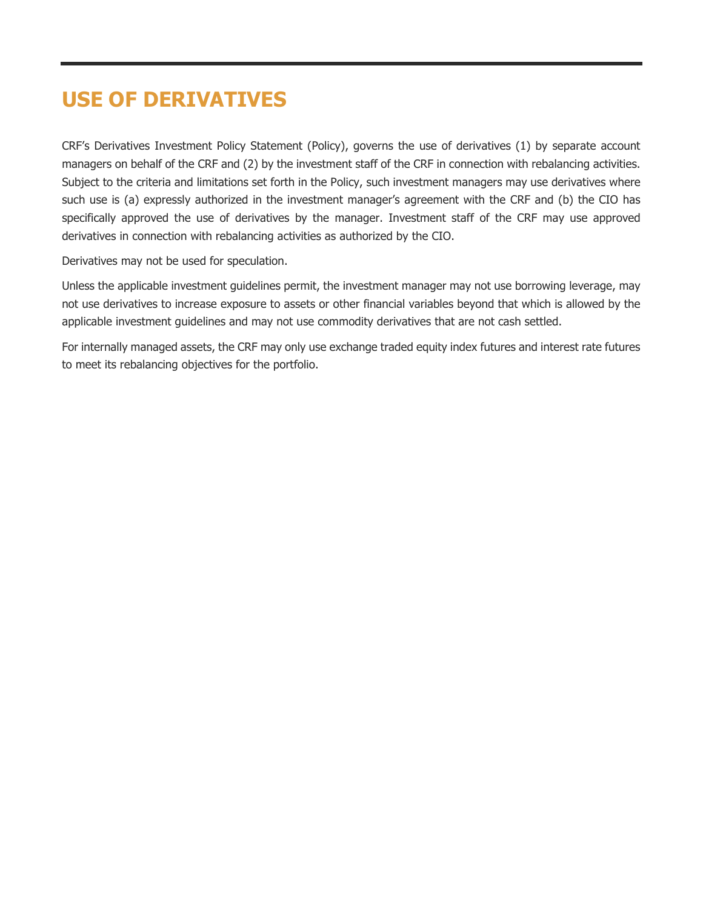# USE OF DERIVATIVES

CRF's Derivatives Investment Policy Statement (Policy), governs the use of derivatives (1) by separate account managers on behalf of the CRF and (2) by the investment staff of the CRF in connection with rebalancing activities. Subject to the criteria and limitations set forth in the Policy, such investment managers may use derivatives where such use is (a) expressly authorized in the investment manager's agreement with the CRF and (b) the CIO has specifically approved the use of derivatives by the manager. Investment staff of the CRF may use approved derivatives in connection with rebalancing activities as authorized by the CIO.

Derivatives may not be used for speculation.

Unless the applicable investment guidelines permit, the investment manager may not use borrowing leverage, may not use derivatives to increase exposure to assets or other financial variables beyond that which is allowed by the applicable investment guidelines and may not use commodity derivatives that are not cash settled.

For internally managed assets, the CRF may only use exchange traded equity index futures and interest rate futures to meet its rebalancing objectives for the portfolio.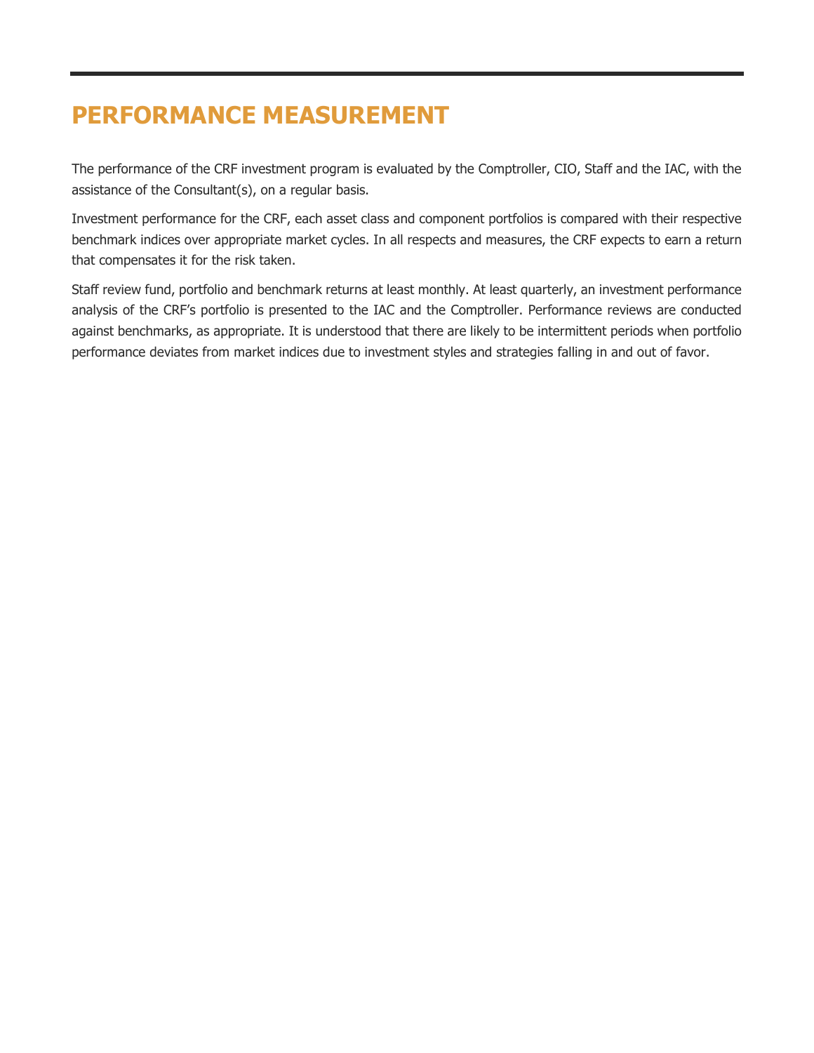# PERFORMANCE MEASUREMENT

The performance of the CRF investment program is evaluated by the Comptroller, CIO, Staff and the IAC, with the assistance of the Consultant(s), on a regular basis.

Investment performance for the CRF, each asset class and component portfolios is compared with their respective benchmark indices over appropriate market cycles. In all respects and measures, the CRF expects to earn a return that compensates it for the risk taken.

Staff review fund, portfolio and benchmark returns at least monthly. At least quarterly, an investment performance analysis of the CRF's portfolio is presented to the IAC and the Comptroller. Performance reviews are conducted against benchmarks, as appropriate. It is understood that there are likely to be intermittent periods when portfolio performance deviates from market indices due to investment styles and strategies falling in and out of favor.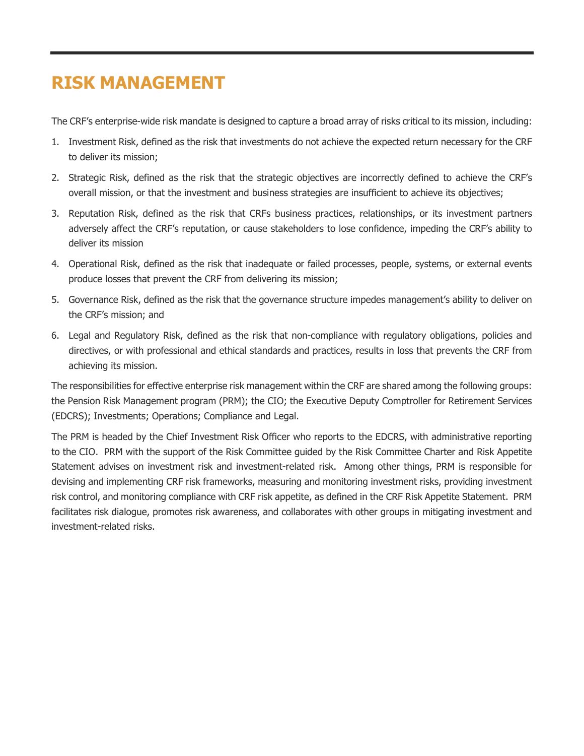# RISK MANAGEMENT

The CRF's enterprise-wide risk mandate is designed to capture a broad array of risks critical to its mission, including:

1. Investment Risk, defined as the risk that investments do not achieve the expected return necessary for the CRF to deliver its mission;
2. Strategic Risk, defined as the risk that the strategic objectives are incorrectly defined to achieve the CRF's overall mission, or that the investment and business strategies are insufficient to achieve its objectives;
3. Reputation Risk, defined as the risk that CRFs business practices, relationships, or its investment partners adversely affect the CRF's reputation, or cause stakeholders to lose confidence, impeding the CRF's ability to deliver its mission
4. Operational Risk, defined as the risk that inadequate or failed processes, people, systems, or external events produce losses that prevent the CRF from delivering its mission;
5. Governance Risk, defined as the risk that the governance structure impedes management's ability to deliver on the CRF's mission; and
6. Legal and Regulatory Risk, defined as the risk that non-compliance with regulatory obligations, policies and directives, or with professional and ethical standards and practices, results in loss that prevents the CRF from achieving its mission.

The responsibilities for effective enterprise risk management within the CRF are shared among the following groups: the Pension Risk Management program (PRM); the CIO; the Executive Deputy Comptroller for Retirement Services (EDCRS); Investments; Operations; Compliance and Legal.

The PRM is headed by the Chief Investment Risk Officer who reports to the EDCRS, with administrative reporting to the CIO. PRM with the support of the Risk Committee guided by the Risk Committee Charter and Risk Appetite Statement advises on investment risk and investment-related risk. Among other things, PRM is responsible for devising and implementing CRF risk frameworks, measuring and monitoring investment risks, providing investment risk control, and monitoring compliance with CRF risk appetite, as defined in the CRF Risk Appetite Statement. PRM facilitates risk dialogue, promotes risk awareness, and collaborates with other groups in mitigating investment and investment-related risks.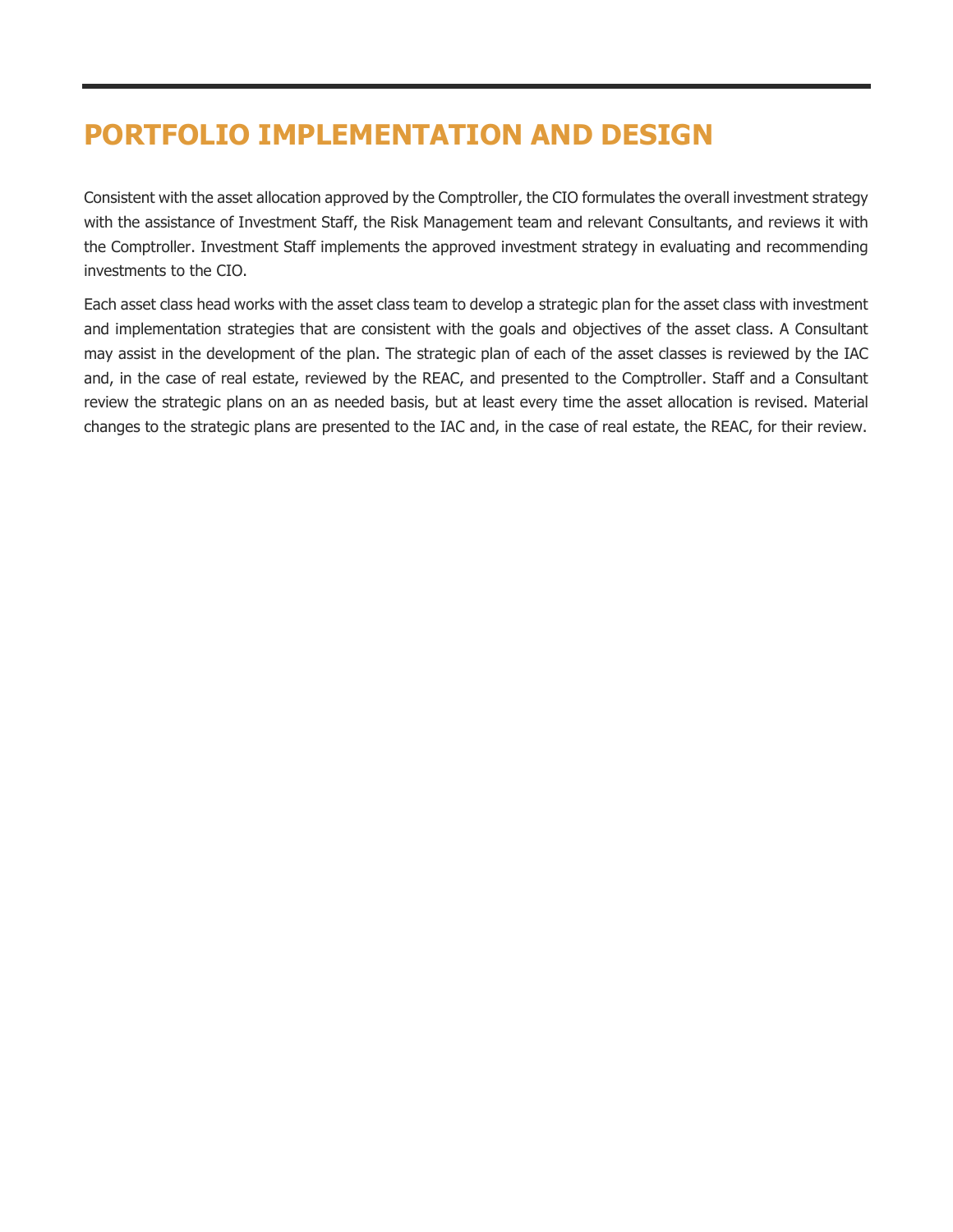# PORTFOLIO IMPLEMENTATION AND DESIGN

Consistent with the asset allocation approved by the Comptroller, the CIO formulates the overall investment strategy with the assistance of Investment Staff, the Risk Management team and relevant Consultants, and reviews it with the Comptroller. Investment Staff implements the approved investment strategy in evaluating and recommending investments to the CIO.

Each asset class head works with the asset class team to develop a strategic plan for the asset class with investment and implementation strategies that are consistent with the goals and objectives of the asset class. A Consultant may assist in the development of the plan. The strategic plan of each of the asset classes is reviewed by the IAC and, in the case of real estate, reviewed by the REAC, and presented to the Comptroller. Staff and a Consultant review the strategic plans on an as needed basis, but at least every time the asset allocation is revised. Material changes to the strategic plans are presented to the IAC and, in the case of real estate, the REAC, for their review.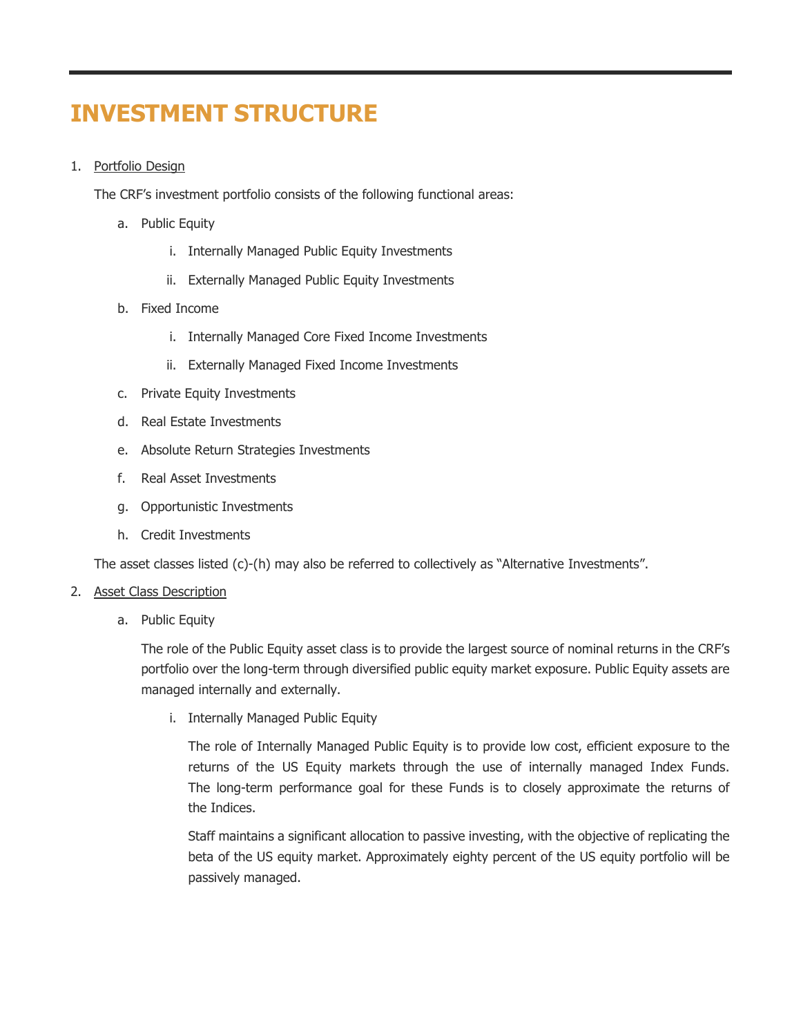# INVESTMENT STRUCTURE

1. <u>Portfolio Design</u>

   The CRF's investment portfolio consists of the following functional areas:

   a. Public Equity

      i. Internally Managed Public Equity Investments

      ii. Externally Managed Public Equity Investments

   b. Fixed Income

      i. Internally Managed Core Fixed Income Investments

      ii. Externally Managed Fixed Income Investments

   c. Private Equity Investments

   d. Real Estate Investments

   e. Absolute Return Strategies Investments

   f. Real Asset Investments

   g. Opportunistic Investments

   h. Credit Investments

   The asset classes listed (c)-(h) may also be referred to collectively as "Alternative Investments".

2. <u>Asset Class Description</u>

   a. Public Equity

      The role of the Public Equity asset class is to provide the largest source of nominal returns in the CRF's portfolio over the long-term through diversified public equity market exposure. Public Equity assets are managed internally and externally.

      i. Internally Managed Public Equity

         The role of Internally Managed Public Equity is to provide low cost, efficient exposure to the returns of the US Equity markets through the use of internally managed Index Funds. The long-term performance goal for these Funds is to closely approximate the returns of the Indices.

         Staff maintains a significant allocation to passive investing, with the objective of replicating the beta of the US equity market. Approximately eighty percent of the US equity portfolio will be passively managed.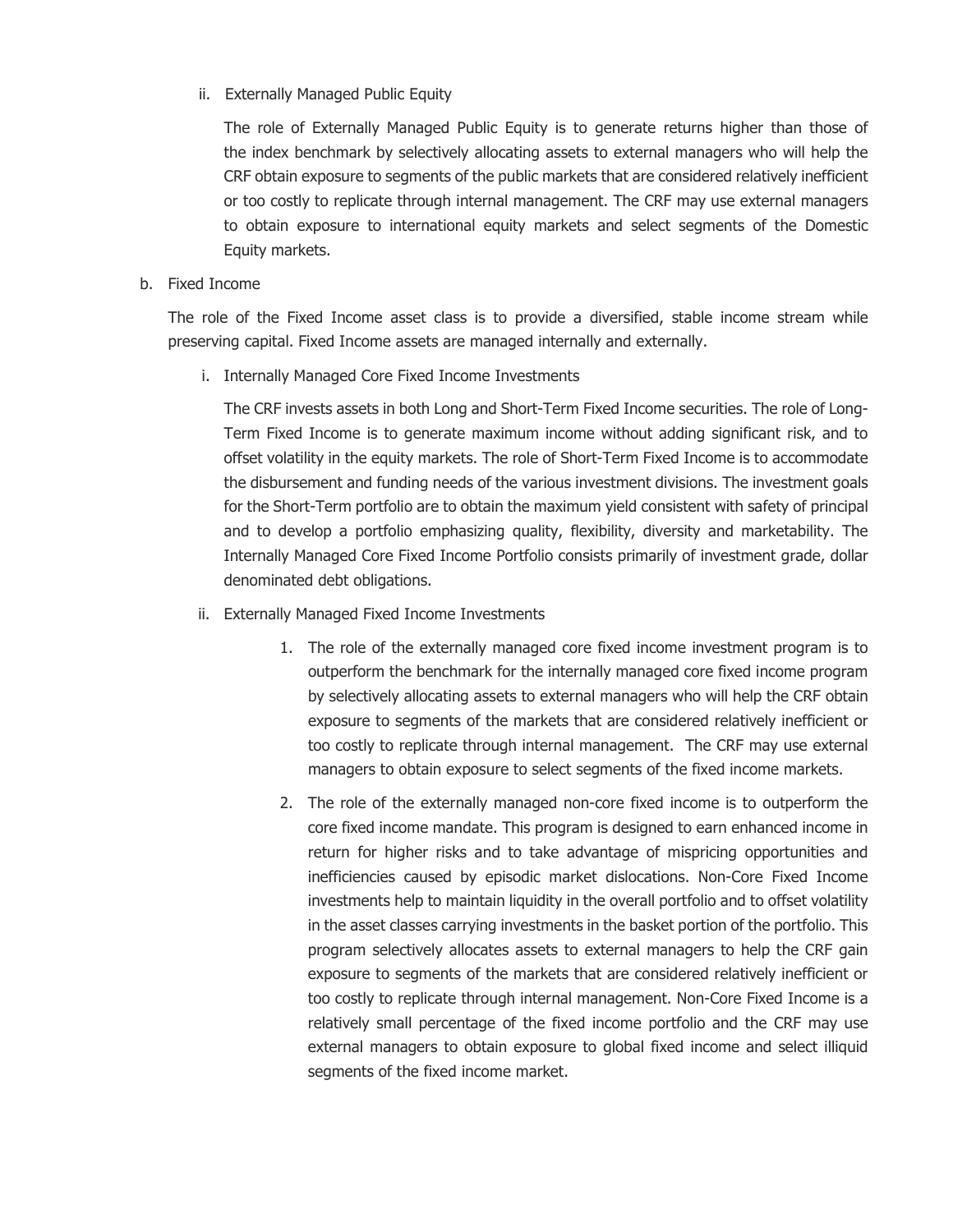ii. Externally Managed Public Equity

The role of Externally Managed Public Equity is to generate returns higher than those of the index benchmark by selectively allocating assets to external managers who will help the CRF obtain exposure to segments of the public markets that are considered relatively inefficient or too costly to replicate through internal management. The CRF may use external managers to obtain exposure to international equity markets and select segments of the Domestic Equity markets.

b. Fixed Income

The role of the Fixed Income asset class is to provide a diversified, stable income stream while preserving capital. Fixed Income assets are managed internally and externally.

i. Internally Managed Core Fixed Income Investments

The CRF invests assets in both Long and Short-Term Fixed Income securities. The role of Long-Term Fixed Income is to generate maximum income without adding significant risk, and to offset volatility in the equity markets. The role of Short-Term Fixed Income is to accommodate the disbursement and funding needs of the various investment divisions. The investment goals for the Short-Term portfolio are to obtain the maximum yield consistent with safety of principal and to develop a portfolio emphasizing quality, flexibility, diversity and marketability. The Internally Managed Core Fixed Income Portfolio consists primarily of investment grade, dollar denominated debt obligations.

ii. Externally Managed Fixed Income Investments

1. The role of the externally managed core fixed income investment program is to outperform the benchmark for the internally managed core fixed income program by selectively allocating assets to external managers who will help the CRF obtain exposure to segments of the markets that are considered relatively inefficient or too costly to replicate through internal management. The CRF may use external managers to obtain exposure to select segments of the fixed income markets.

2. The role of the externally managed non-core fixed income is to outperform the core fixed income mandate. This program is designed to earn enhanced income in return for higher risks and to take advantage of mispricing opportunities and inefficiencies caused by episodic market dislocations. Non-Core Fixed Income investments help to maintain liquidity in the overall portfolio and to offset volatility in the asset classes carrying investments in the basket portion of the portfolio. This program selectively allocates assets to external managers to help the CRF gain exposure to segments of the markets that are considered relatively inefficient or too costly to replicate through internal management. Non-Core Fixed Income is a relatively small percentage of the fixed income portfolio and the CRF may use external managers to obtain exposure to global fixed income and select illiquid segments of the fixed income market.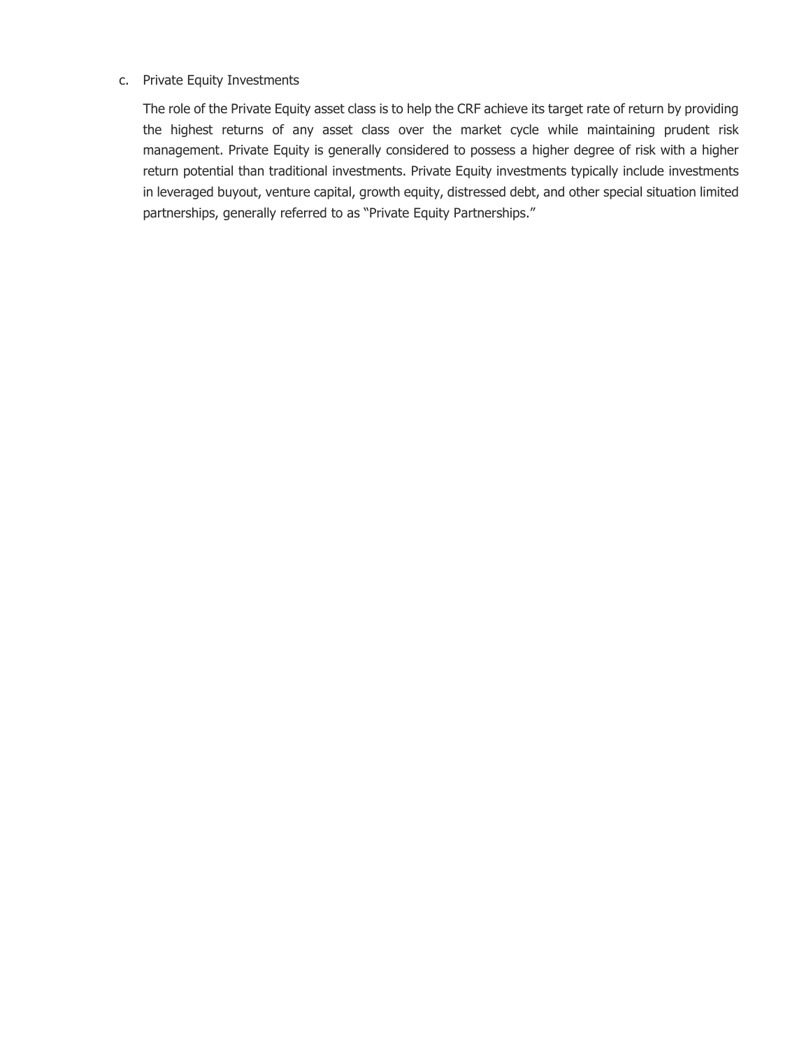c. Private Equity Investments

The role of the Private Equity asset class is to help the CRF achieve its target rate of return by providing the highest returns of any asset class over the market cycle while maintaining prudent risk management. Private Equity is generally considered to possess a higher degree of risk with a higher return potential than traditional investments. Private Equity investments typically include investments in leveraged buyout, venture capital, growth equity, distressed debt, and other special situation limited partnerships, generally referred to as "Private Equity Partnerships."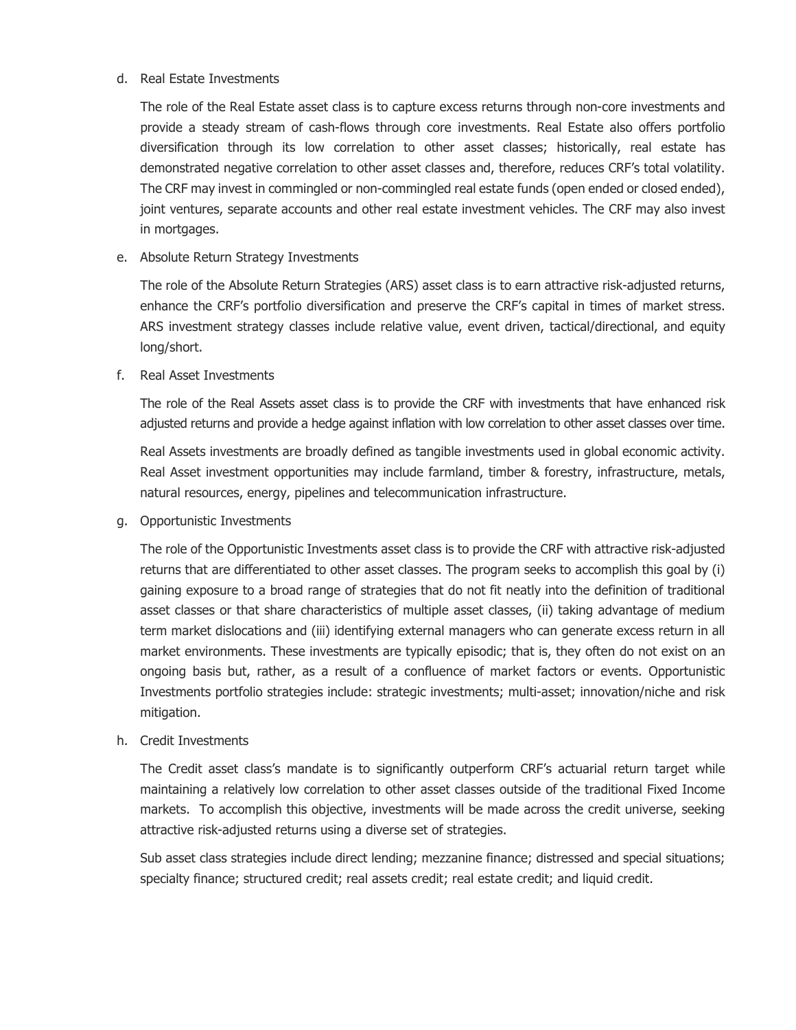d. Real Estate Investments

The role of the Real Estate asset class is to capture excess returns through non-core investments and provide a steady stream of cash-flows through core investments. Real Estate also offers portfolio diversification through its low correlation to other asset classes; historically, real estate has demonstrated negative correlation to other asset classes and, therefore, reduces CRF's total volatility. The CRF may invest in commingled or non-commingled real estate funds (open ended or closed ended), joint ventures, separate accounts and other real estate investment vehicles. The CRF may also invest in mortgages.

e. Absolute Return Strategy Investments

The role of the Absolute Return Strategies (ARS) asset class is to earn attractive risk-adjusted returns, enhance the CRF's portfolio diversification and preserve the CRF's capital in times of market stress. ARS investment strategy classes include relative value, event driven, tactical/directional, and equity long/short.

f. Real Asset Investments

The role of the Real Assets asset class is to provide the CRF with investments that have enhanced risk adjusted returns and provide a hedge against inflation with low correlation to other asset classes over time.

Real Assets investments are broadly defined as tangible investments used in global economic activity. Real Asset investment opportunities may include farmland, timber & forestry, infrastructure, metals, natural resources, energy, pipelines and telecommunication infrastructure.

g. Opportunistic Investments

The role of the Opportunistic Investments asset class is to provide the CRF with attractive risk-adjusted returns that are differentiated to other asset classes. The program seeks to accomplish this goal by (i) gaining exposure to a broad range of strategies that do not fit neatly into the definition of traditional asset classes or that share characteristics of multiple asset classes, (ii) taking advantage of medium term market dislocations and (iii) identifying external managers who can generate excess return in all market environments. These investments are typically episodic; that is, they often do not exist on an ongoing basis but, rather, as a result of a confluence of market factors or events. Opportunistic Investments portfolio strategies include: strategic investments; multi-asset; innovation/niche and risk mitigation.

h. Credit Investments

The Credit asset class's mandate is to significantly outperform CRF's actuarial return target while maintaining a relatively low correlation to other asset classes outside of the traditional Fixed Income markets. To accomplish this objective, investments will be made across the credit universe, seeking attractive risk-adjusted returns using a diverse set of strategies.

Sub asset class strategies include direct lending; mezzanine finance; distressed and special situations; specialty finance; structured credit; real assets credit; real estate credit; and liquid credit.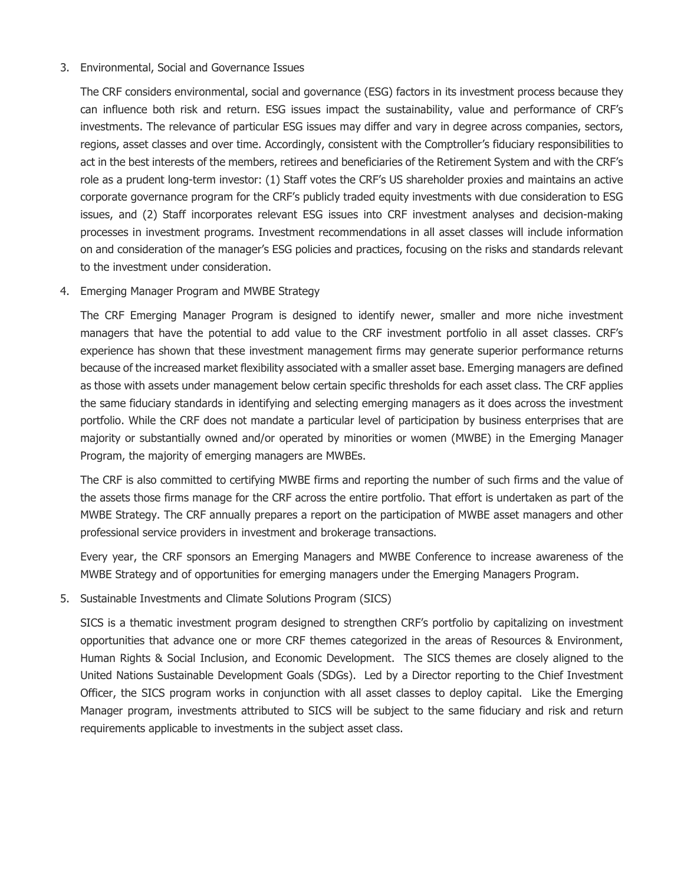3. Environmental, Social and Governance Issues

   The CRF considers environmental, social and governance (ESG) factors in its investment process because they can influence both risk and return. ESG issues impact the sustainability, value and performance of CRF's investments. The relevance of particular ESG issues may differ and vary in degree across companies, sectors, regions, asset classes and over time. Accordingly, consistent with the Comptroller's fiduciary responsibilities to act in the best interests of the members, retirees and beneficiaries of the Retirement System and with the CRF's role as a prudent long-term investor: (1) Staff votes the CRF's US shareholder proxies and maintains an active corporate governance program for the CRF's publicly traded equity investments with due consideration to ESG issues, and (2) Staff incorporates relevant ESG issues into CRF investment analyses and decision-making processes in investment programs. Investment recommendations in all asset classes will include information on and consideration of the manager's ESG policies and practices, focusing on the risks and standards relevant to the investment under consideration.

4. Emerging Manager Program and MWBE Strategy

   The CRF Emerging Manager Program is designed to identify newer, smaller and more niche investment managers that have the potential to add value to the CRF investment portfolio in all asset classes. CRF's experience has shown that these investment management firms may generate superior performance returns because of the increased market flexibility associated with a smaller asset base. Emerging managers are defined as those with assets under management below certain specific thresholds for each asset class. The CRF applies the same fiduciary standards in identifying and selecting emerging managers as it does across the investment portfolio. While the CRF does not mandate a particular level of participation by business enterprises that are majority or substantially owned and/or operated by minorities or women (MWBE) in the Emerging Manager Program, the majority of emerging managers are MWBEs.

   The CRF is also committed to certifying MWBE firms and reporting the number of such firms and the value of the assets those firms manage for the CRF across the entire portfolio. That effort is undertaken as part of the MWBE Strategy. The CRF annually prepares a report on the participation of MWBE asset managers and other professional service providers in investment and brokerage transactions.

   Every year, the CRF sponsors an Emerging Managers and MWBE Conference to increase awareness of the MWBE Strategy and of opportunities for emerging managers under the Emerging Managers Program.

5. Sustainable Investments and Climate Solutions Program (SICS)

   SICS is a thematic investment program designed to strengthen CRF's portfolio by capitalizing on investment opportunities that advance one or more CRF themes categorized in the areas of Resources & Environment, Human Rights & Social Inclusion, and Economic Development. The SICS themes are closely aligned to the United Nations Sustainable Development Goals (SDGs). Led by a Director reporting to the Chief Investment Officer, the SICS program works in conjunction with all asset classes to deploy capital. Like the Emerging Manager program, investments attributed to SICS will be subject to the same fiduciary and risk and return requirements applicable to investments in the subject asset class.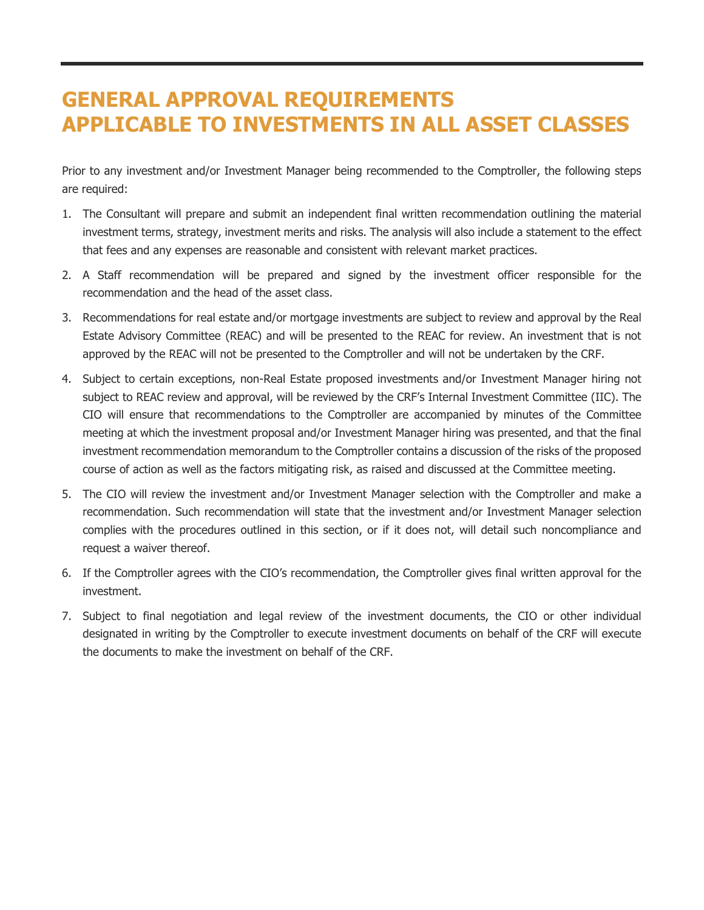# GENERAL APPROVAL REQUIREMENTS APPLICABLE TO INVESTMENTS IN ALL ASSET CLASSES

Prior to any investment and/or Investment Manager being recommended to the Comptroller, the following steps are required:

1. The Consultant will prepare and submit an independent final written recommendation outlining the material investment terms, strategy, investment merits and risks. The analysis will also include a statement to the effect that fees and any expenses are reasonable and consistent with relevant market practices.

2. A Staff recommendation will be prepared and signed by the investment officer responsible for the recommendation and the head of the asset class.

3. Recommendations for real estate and/or mortgage investments are subject to review and approval by the Real Estate Advisory Committee (REAC) and will be presented to the REAC for review. An investment that is not approved by the REAC will not be presented to the Comptroller and will not be undertaken by the CRF.

4. Subject to certain exceptions, non-Real Estate proposed investments and/or Investment Manager hiring not subject to REAC review and approval, will be reviewed by the CRF's Internal Investment Committee (IIC). The CIO will ensure that recommendations to the Comptroller are accompanied by minutes of the Committee meeting at which the investment proposal and/or Investment Manager hiring was presented, and that the final investment recommendation memorandum to the Comptroller contains a discussion of the risks of the proposed course of action as well as the factors mitigating risk, as raised and discussed at the Committee meeting.

5. The CIO will review the investment and/or Investment Manager selection with the Comptroller and make a recommendation. Such recommendation will state that the investment and/or Investment Manager selection complies with the procedures outlined in this section, or if it does not, will detail such noncompliance and request a waiver thereof.

6. If the Comptroller agrees with the CIO's recommendation, the Comptroller gives final written approval for the investment.

7. Subject to final negotiation and legal review of the investment documents, the CIO or other individual designated in writing by the Comptroller to execute investment documents on behalf of the CRF will execute the documents to make the investment on behalf of the CRF.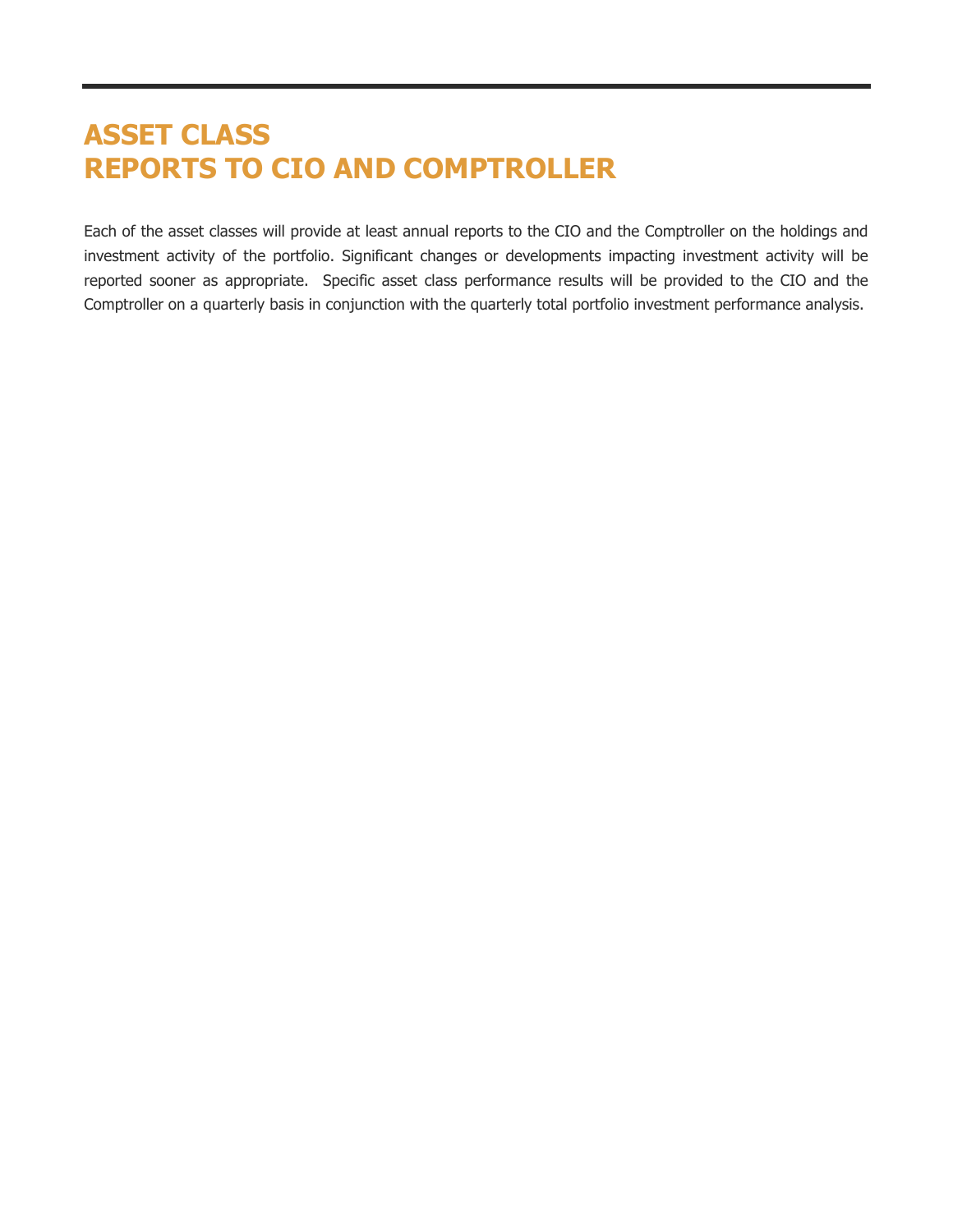# ASSET CLASS
# REPORTS TO CIO AND COMPTROLLER

Each of the asset classes will provide at least annual reports to the CIO and the Comptroller on the holdings and investment activity of the portfolio. Significant changes or developments impacting investment activity will be reported sooner as appropriate. Specific asset class performance results will be provided to the CIO and the Comptroller on a quarterly basis in conjunction with the quarterly total portfolio investment performance analysis.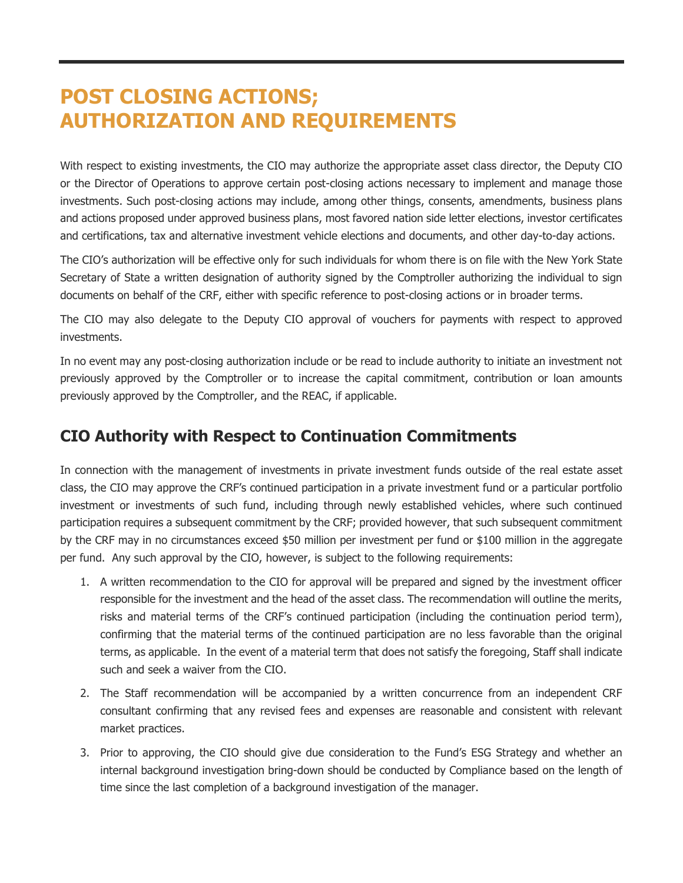# POST CLOSING ACTIONS; AUTHORIZATION AND REQUIREMENTS

With respect to existing investments, the CIO may authorize the appropriate asset class director, the Deputy CIO or the Director of Operations to approve certain post-closing actions necessary to implement and manage those investments. Such post-closing actions may include, among other things, consents, amendments, business plans and actions proposed under approved business plans, most favored nation side letter elections, investor certificates and certifications, tax and alternative investment vehicle elections and documents, and other day-to-day actions.

The CIO's authorization will be effective only for such individuals for whom there is on file with the New York State Secretary of State a written designation of authority signed by the Comptroller authorizing the individual to sign documents on behalf of the CRF, either with specific reference to post-closing actions or in broader terms.

The CIO may also delegate to the Deputy CIO approval of vouchers for payments with respect to approved investments.

In no event may any post-closing authorization include or be read to include authority to initiate an investment not previously approved by the Comptroller or to increase the capital commitment, contribution or loan amounts previously approved by the Comptroller, and the REAC, if applicable.

## CIO Authority with Respect to Continuation Commitments

In connection with the management of investments in private investment funds outside of the real estate asset class, the CIO may approve the CRF's continued participation in a private investment fund or a particular portfolio investment or investments of such fund, including through newly established vehicles, where such continued participation requires a subsequent commitment by the CRF; provided however, that such subsequent commitment by the CRF may in no circumstances exceed $50 million per investment per fund or $100 million in the aggregate per fund. Any such approval by the CIO, however, is subject to the following requirements:

1. A written recommendation to the CIO for approval will be prepared and signed by the investment officer responsible for the investment and the head of the asset class. The recommendation will outline the merits, risks and material terms of the CRF's continued participation (including the continuation period term), confirming that the material terms of the continued participation are no less favorable than the original terms, as applicable. In the event of a material term that does not satisfy the foregoing, Staff shall indicate such and seek a waiver from the CIO.
2. The Staff recommendation will be accompanied by a written concurrence from an independent CRF consultant confirming that any revised fees and expenses are reasonable and consistent with relevant market practices.
3. Prior to approving, the CIO should give due consideration to the Fund's ESG Strategy and whether an internal background investigation bring-down should be conducted by Compliance based on the length of time since the last completion of a background investigation of the manager.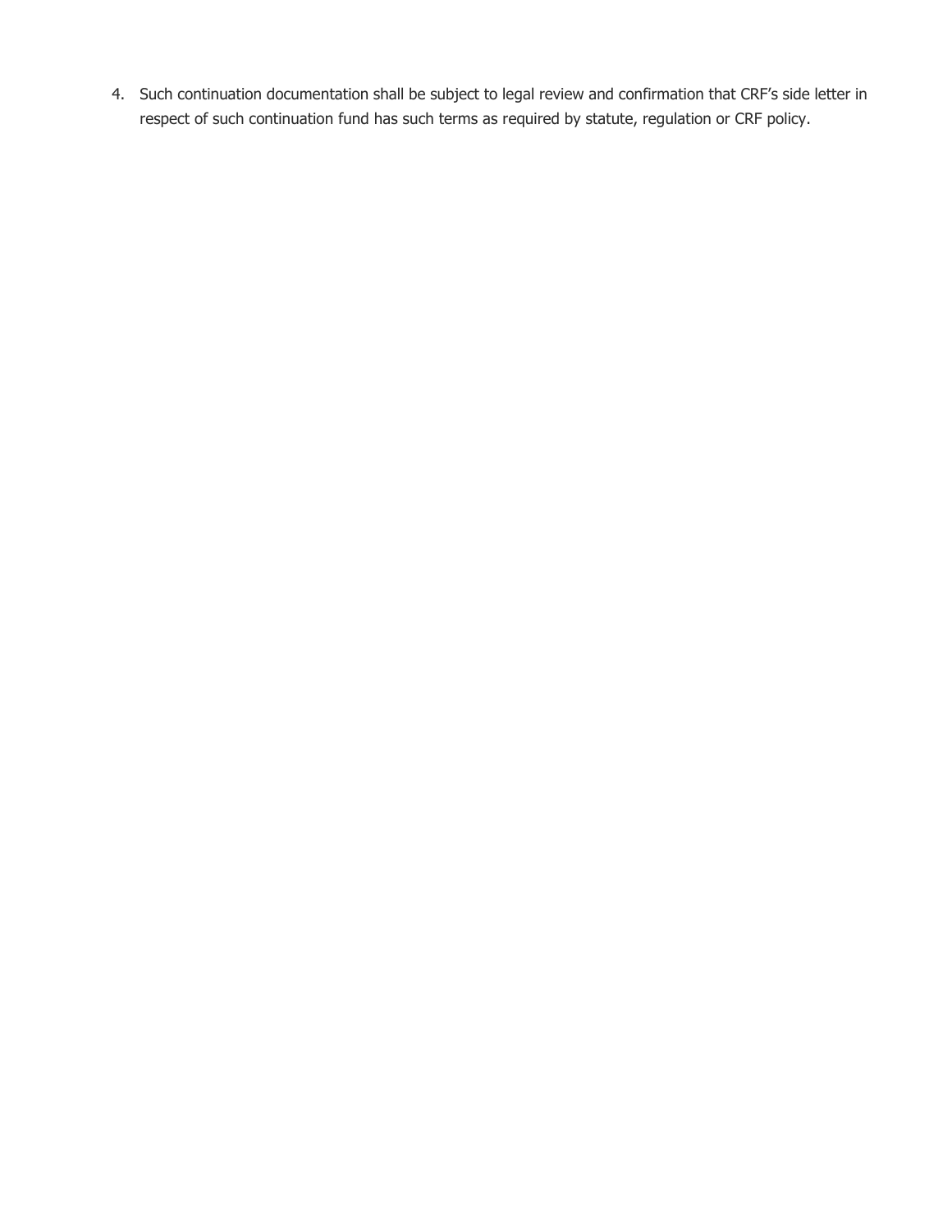4. Such continuation documentation shall be subject to legal review and confirmation that CRF's side letter in respect of such continuation fund has such terms as required by statute, regulation or CRF policy.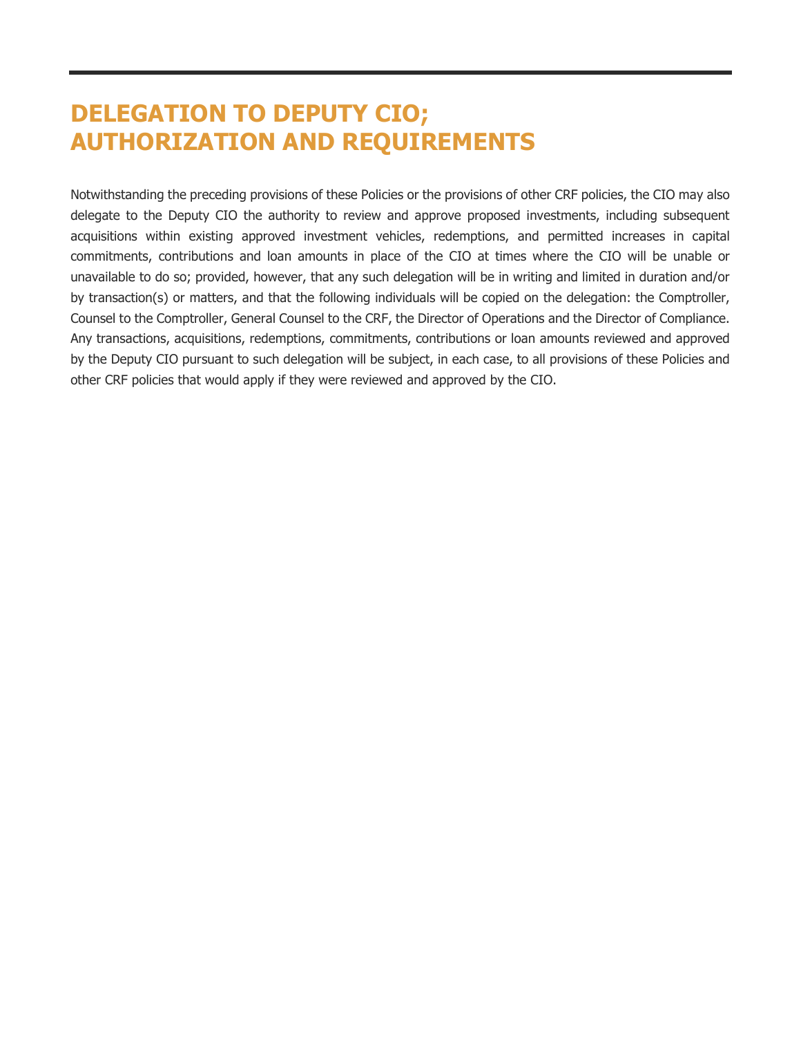# DELEGATION TO DEPUTY CIO; AUTHORIZATION AND REQUIREMENTS

Notwithstanding the preceding provisions of these Policies or the provisions of other CRF policies, the CIO may also delegate to the Deputy CIO the authority to review and approve proposed investments, including subsequent acquisitions within existing approved investment vehicles, redemptions, and permitted increases in capital commitments, contributions and loan amounts in place of the CIO at times where the CIO will be unable or unavailable to do so; provided, however, that any such delegation will be in writing and limited in duration and/or by transaction(s) or matters, and that the following individuals will be copied on the delegation: the Comptroller, Counsel to the Comptroller, General Counsel to the CRF, the Director of Operations and the Director of Compliance. Any transactions, acquisitions, redemptions, commitments, contributions or loan amounts reviewed and approved by the Deputy CIO pursuant to such delegation will be subject, in each case, to all provisions of these Policies and other CRF policies that would apply if they were reviewed and approved by the CIO.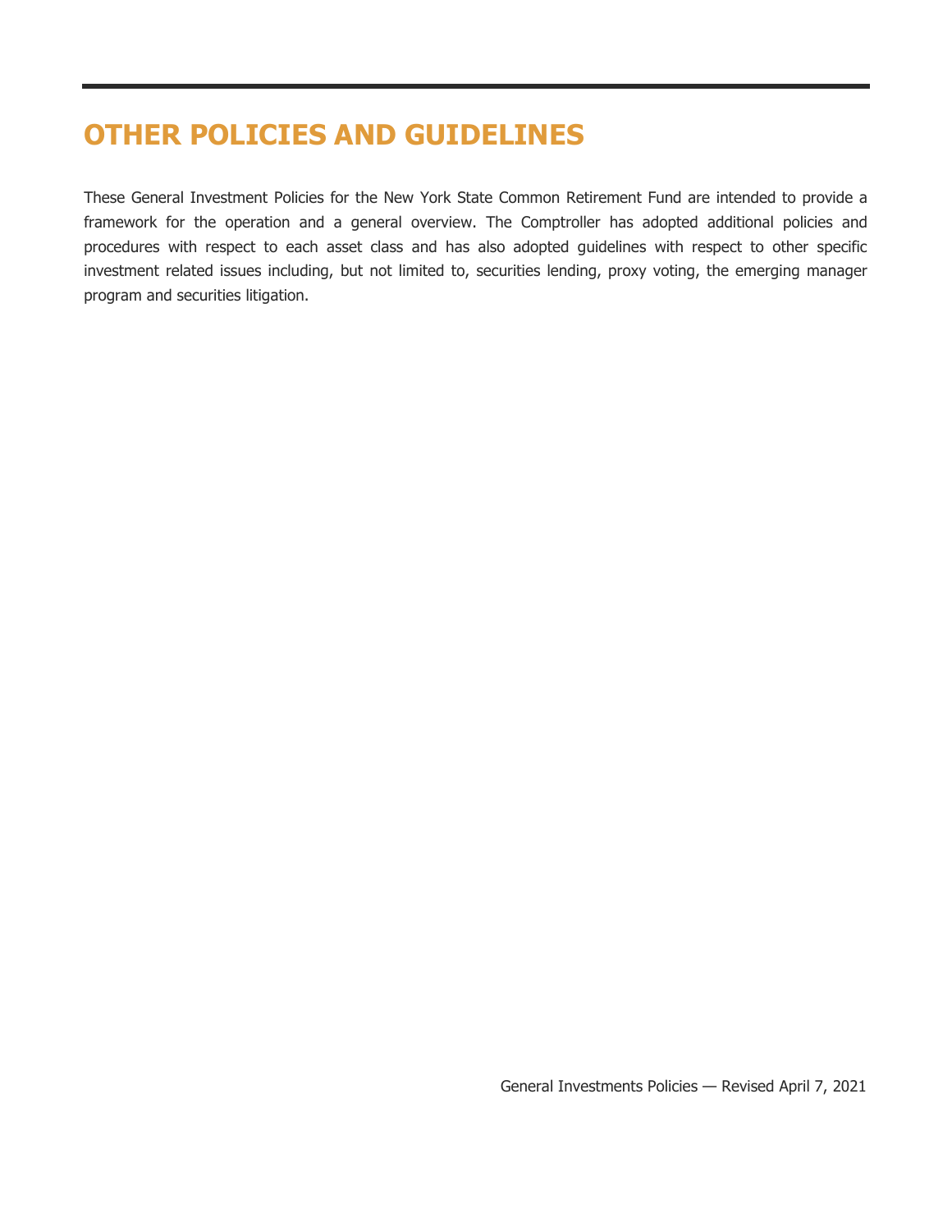# OTHER POLICIES AND GUIDELINES

These General Investment Policies for the New York State Common Retirement Fund are intended to provide a framework for the operation and a general overview. The Comptroller has adopted additional policies and procedures with respect to each asset class and has also adopted guidelines with respect to other specific investment related issues including, but not limited to, securities lending, proxy voting, the emerging manager program and securities litigation.